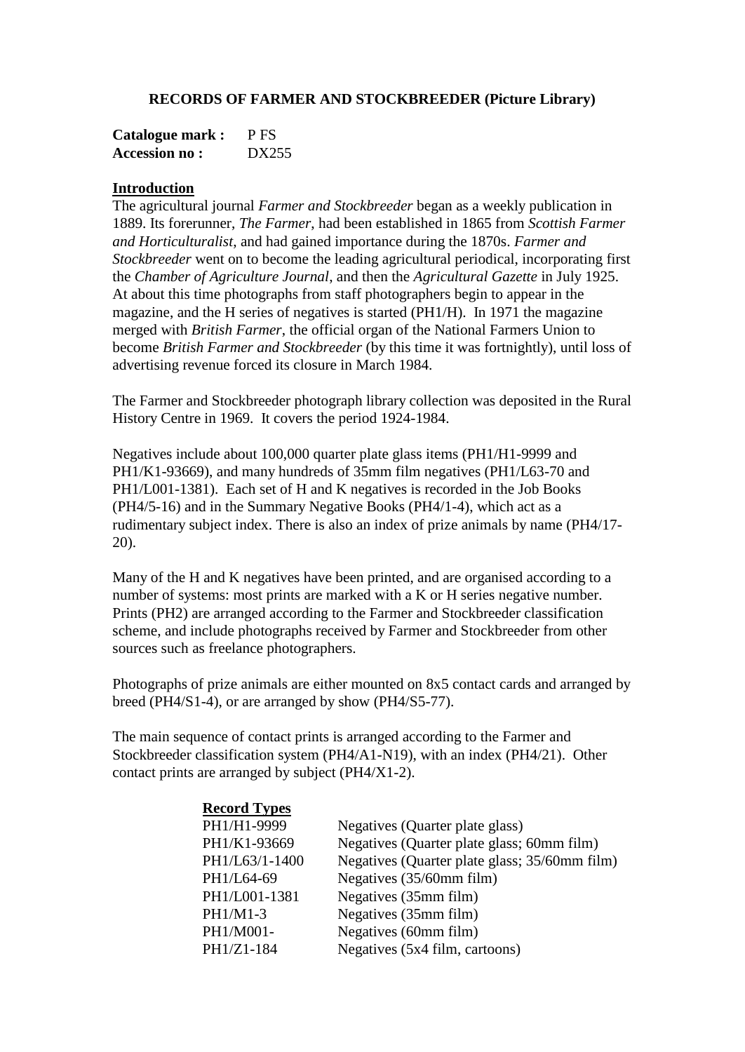# RECORDS OF FARMER AND STOCKBREEDER (Picture Library)

**Catalogue mark :** P FS
**Accession no :** DX255

## Introduction

The agricultural journal *Farmer and Stockbreeder* began as a weekly publication in 1889. Its forerunner, *The Farmer*, had been established in 1865 from *Scottish Farmer and Horticulturalist*, and had gained importance during the 1870s. *Farmer and Stockbreeder* went on to become the leading agricultural periodical, incorporating first the *Chamber of Agriculture Journal*, and then the *Agricultural Gazette* in July 1925. At about this time photographs from staff photographers begin to appear in the magazine, and the H series of negatives is started (PH1/H). In 1971 the magazine merged with *British Farmer*, the official organ of the National Farmers Union to become *British Farmer and Stockbreeder* (by this time it was fortnightly), until loss of advertising revenue forced its closure in March 1984.

The Farmer and Stockbreeder photograph library collection was deposited in the Rural History Centre in 1969. It covers the period 1924-1984.

Negatives include about 100,000 quarter plate glass items (PH1/H1-9999 and PH1/K1-93669), and many hundreds of 35mm film negatives (PH1/L63-70 and PH1/L001-1381). Each set of H and K negatives is recorded in the Job Books (PH4/5-16) and in the Summary Negative Books (PH4/1-4), which act as a rudimentary subject index. There is also an index of prize animals by name (PH4/17-20).

Many of the H and K negatives have been printed, and are organised according to a number of systems: most prints are marked with a K or H series negative number. Prints (PH2) are arranged according to the Farmer and Stockbreeder classification scheme, and include photographs received by Farmer and Stockbreeder from other sources such as freelance photographers.

Photographs of prize animals are either mounted on 8x5 contact cards and arranged by breed (PH4/S1-4), or are arranged by show (PH4/S5-77).

The main sequence of contact prints is arranged according to the Farmer and Stockbreeder classification system (PH4/A1-N19), with an index (PH4/21). Other contact prints are arranged by subject (PH4/X1-2).

### Record Types

| | |
|---|---|
| PH1/H1-9999 | Negatives (Quarter plate glass) |
| PH1/K1-93669 | Negatives (Quarter plate glass; 60mm film) |
| PH1/L63/1-1400 | Negatives (Quarter plate glass; 35/60mm film) |
| PH1/L64-69 | Negatives (35/60mm film) |
| PH1/L001-1381 | Negatives (35mm film) |
| PH1/M1-3 | Negatives (35mm film) |
| PH1/M001- | Negatives (60mm film) |
| PH1/Z1-184 | Negatives (5x4 film, cartoons) |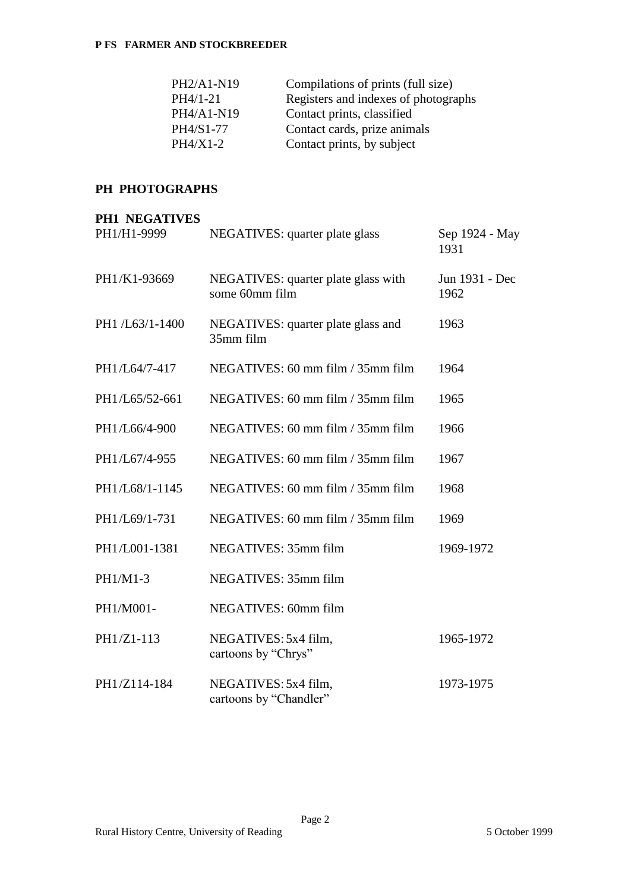| | |
|---|---|
| PH2/A1-N19 | Compilations of prints (full size) |
| PH4/1-21 | Registers and indexes of photographs |
| PH4/A1-N19 | Contact prints, classified |
| PH4/S1-77 | Contact cards, prize animals |
| PH4/X1-2 | Contact prints, by subject |

## PH PHOTOGRAPHS

### PH1 NEGATIVES

| | | |
|---|---|---|
| PH1/H1-9999 | NEGATIVES: quarter plate glass | Sep 1924 - May 1931 |
| PH1/K1-93669 | NEGATIVES: quarter plate glass with some 60mm film | Jun 1931 - Dec 1962 |
| PH1 /L63/1-1400 | NEGATIVES: quarter plate glass and 35mm film | 1963 |
| PH1/L64/7-417 | NEGATIVES: 60 mm film / 35mm film | 1964 |
| PH1/L65/52-661 | NEGATIVES: 60 mm film / 35mm film | 1965 |
| PH1/L66/4-900 | NEGATIVES: 60 mm film / 35mm film | 1966 |
| PH1/L67/4-955 | NEGATIVES: 60 mm film / 35mm film | 1967 |
| PH1/L68/1-1145 | NEGATIVES: 60 mm film / 35mm film | 1968 |
| PH1/L69/1-731 | NEGATIVES: 60 mm film / 35mm film | 1969 |
| PH1/L001-1381 | NEGATIVES: 35mm film | 1969-1972 |
| PH1/M1-3 | NEGATIVES: 35mm film | |
| PH1/M001- | NEGATIVES: 60mm film | |
| PH1/Z1-113 | NEGATIVES: 5x4 film, cartoons by "Chrys" | 1965-1972 |
| PH1/Z114-184 | NEGATIVES: 5x4 film, cartoons by "Chandler" | 1973-1975 |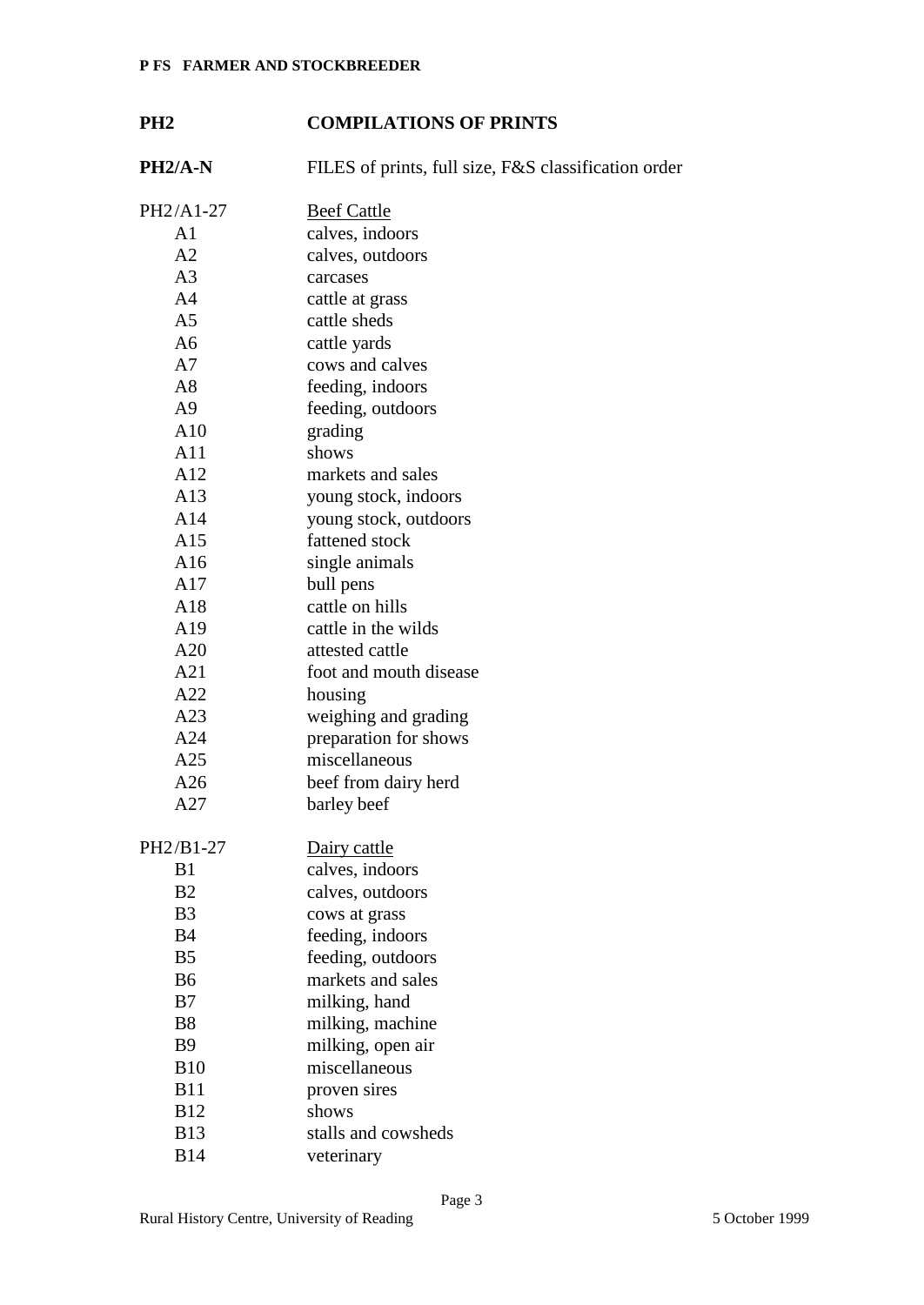## PH2 COMPILATIONS OF PRINTS

**PH2/A-N** FILES of prints, full size, F&S classification order

| | |
|---|---|
| PH2/A1-27 | Beef Cattle |
| A1 | calves, indoors |
| A2 | calves, outdoors |
| A3 | carcases |
| A4 | cattle at grass |
| A5 | cattle sheds |
| A6 | cattle yards |
| A7 | cows and calves |
| A8 | feeding, indoors |
| A9 | feeding, outdoors |
| A10 | grading |
| A11 | shows |
| A12 | markets and sales |
| A13 | young stock, indoors |
| A14 | young stock, outdoors |
| A15 | fattened stock |
| A16 | single animals |
| A17 | bull pens |
| A18 | cattle on hills |
| A19 | cattle in the wilds |
| A20 | attested cattle |
| A21 | foot and mouth disease |
| A22 | housing |
| A23 | weighing and grading |
| A24 | preparation for shows |
| A25 | miscellaneous |
| A26 | beef from dairy herd |
| A27 | barley beef |

| | |
|---|---|
| PH2/B1-27 | Dairy cattle |
| B1 | calves, indoors |
| B2 | calves, outdoors |
| B3 | cows at grass |
| B4 | feeding, indoors |
| B5 | feeding, outdoors |
| B6 | markets and sales |
| B7 | milking, hand |
| B8 | milking, machine |
| B9 | milking, open air |
| B10 | miscellaneous |
| B11 | proven sires |
| B12 | shows |
| B13 | stalls and cowsheds |
| B14 | veterinary |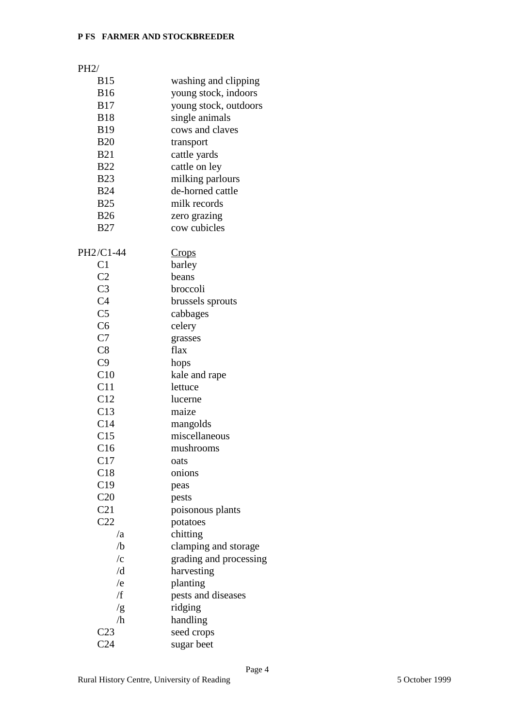PH2/

| | |
|---|---|
| B15 | washing and clipping |
| B16 | young stock, indoors |
| B17 | young stock, outdoors |
| B18 | single animals |
| B19 | cows and claves |
| B20 | transport |
| B21 | cattle yards |
| B22 | cattle on ley |
| B23 | milking parlours |
| B24 | de-horned cattle |
| B25 | milk records |
| B26 | zero grazing |
| B27 | cow cubicles |

| PH2/C1-44 | Crops |
|---|---|
| C1 | barley |
| C2 | beans |
| C3 | broccoli |
| C4 | brussels sprouts |
| C5 | cabbages |
| C6 | celery |
| C7 | grasses |
| C8 | flax |
| C9 | hops |
| C10 | kale and rape |
| C11 | lettuce |
| C12 | lucerne |
| C13 | maize |
| C14 | mangolds |
| C15 | miscellaneous |
| C16 | mushrooms |
| C17 | oats |
| C18 | onions |
| C19 | peas |
| C20 | pests |
| C21 | poisonous plants |
| C22 | potatoes |
| /a | chitting |
| /b | clamping and storage |
| /c | grading and processing |
| /d | harvesting |
| /e | planting |
| /f | pests and diseases |
| /g | ridging |
| /h | handling |
| C23 | seed crops |
| C24 | sugar beet |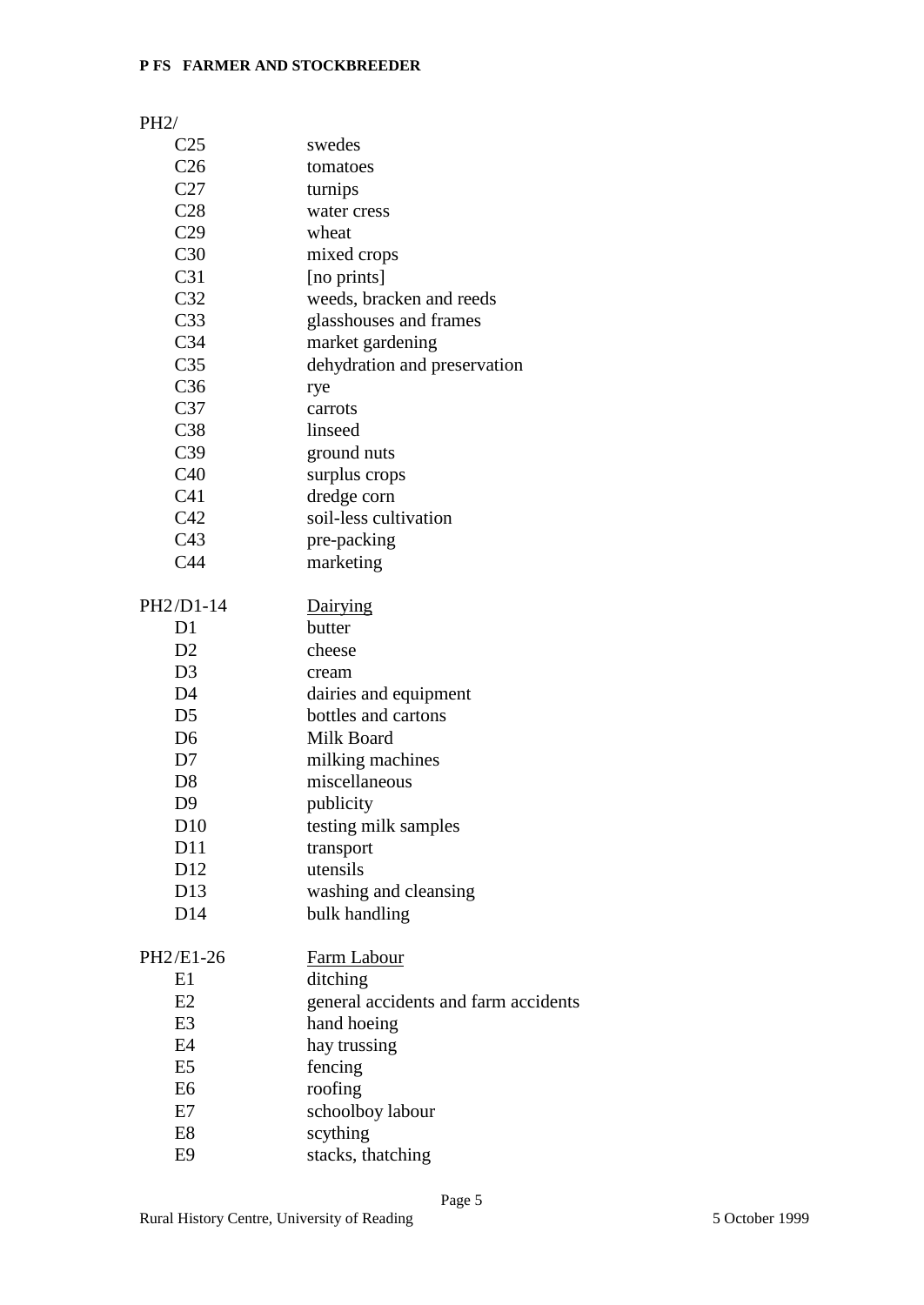PH2/

| | |
|---|---|
| C25 | swedes |
| C26 | tomatoes |
| C27 | turnips |
| C28 | water cress |
| C29 | wheat |
| C30 | mixed crops |
| C31 | [no prints] |
| C32 | weeds, bracken and reeds |
| C33 | glasshouses and frames |
| C34 | market gardening |
| C35 | dehydration and preservation |
| C36 | rye |
| C37 | carrots |
| C38 | linseed |
| C39 | ground nuts |
| C40 | surplus crops |
| C41 | dredge corn |
| C42 | soil-less cultivation |
| C43 | pre-packing |
| C44 | marketing |

PH2/D1-14 <u>Dairying</u>

| | |
|---|---|
| D1 | butter |
| D2 | cheese |
| D3 | cream |
| D4 | dairies and equipment |
| D5 | bottles and cartons |
| D6 | Milk Board |
| D7 | milking machines |
| D8 | miscellaneous |
| D9 | publicity |
| D10 | testing milk samples |
| D11 | transport |
| D12 | utensils |
| D13 | washing and cleansing |
| D14 | bulk handling |

PH2/E1-26 <u>Farm Labour</u>

| | |
|---|---|
| E1 | ditching |
| E2 | general accidents and farm accidents |
| E3 | hand hoeing |
| E4 | hay trussing |
| E5 | fencing |
| E6 | roofing |
| E7 | schoolboy labour |
| E8 | scything |
| E9 | stacks, thatching |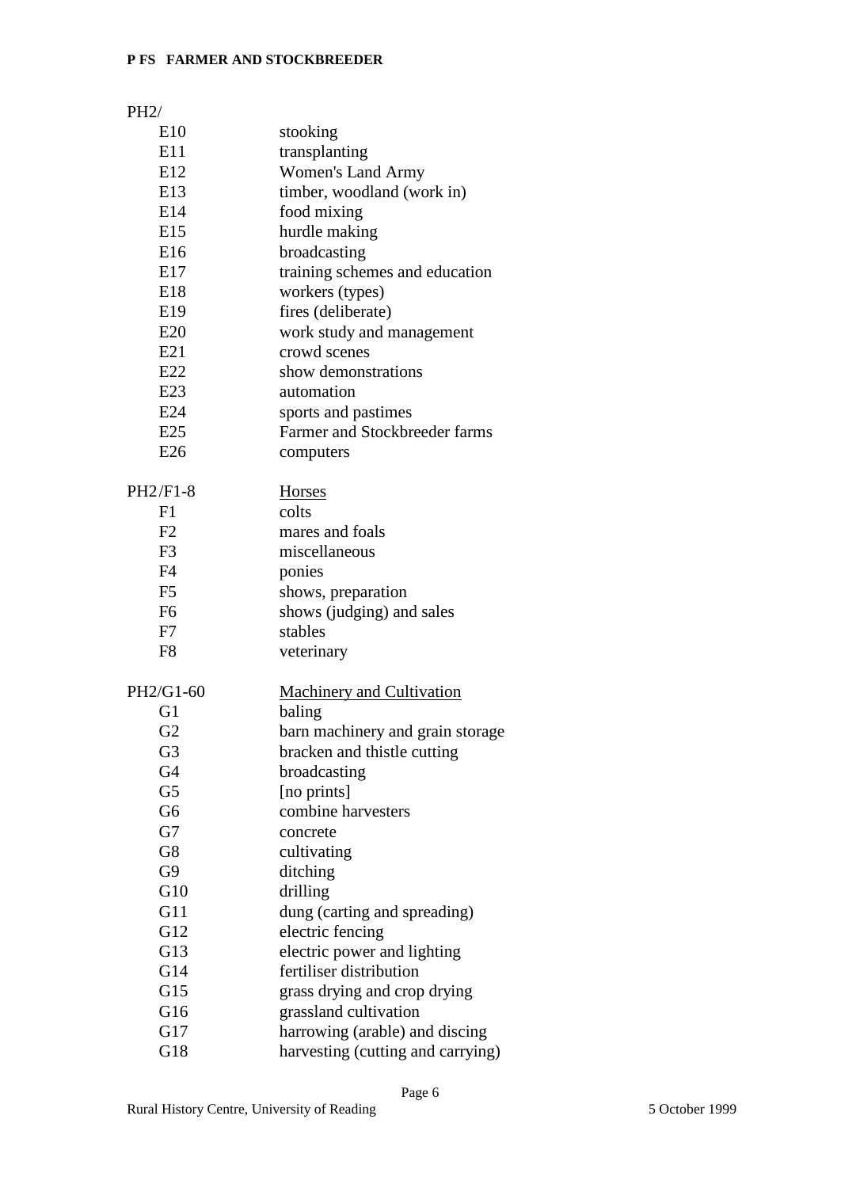PH2/

| | |
|---|---|
| E10 | stooking |
| E11 | transplanting |
| E12 | Women's Land Army |
| E13 | timber, woodland (work in) |
| E14 | food mixing |
| E15 | hurdle making |
| E16 | broadcasting |
| E17 | training schemes and education |
| E18 | workers (types) |
| E19 | fires (deliberate) |
| E20 | work study and management |
| E21 | crowd scenes |
| E22 | show demonstrations |
| E23 | automation |
| E24 | sports and pastimes |
| E25 | Farmer and Stockbreeder farms |
| E26 | computers |

| | |
|---|---|
| PH2/F1-8 | <u>Horses</u> |
| F1 | colts |
| F2 | mares and foals |
| F3 | miscellaneous |
| F4 | ponies |
| F5 | shows, preparation |
| F6 | shows (judging) and sales |
| F7 | stables |
| F8 | veterinary |

| | |
|---|---|
| PH2/G1-60 | <u>Machinery and Cultivation</u> |
| G1 | baling |
| G2 | barn machinery and grain storage |
| G3 | bracken and thistle cutting |
| G4 | broadcasting |
| G5 | [no prints] |
| G6 | combine harvesters |
| G7 | concrete |
| G8 | cultivating |
| G9 | ditching |
| G10 | drilling |
| G11 | dung (carting and spreading) |
| G12 | electric fencing |
| G13 | electric power and lighting |
| G14 | fertiliser distribution |
| G15 | grass drying and crop drying |
| G16 | grassland cultivation |
| G17 | harrowing (arable) and discing |
| G18 | harvesting (cutting and carrying) |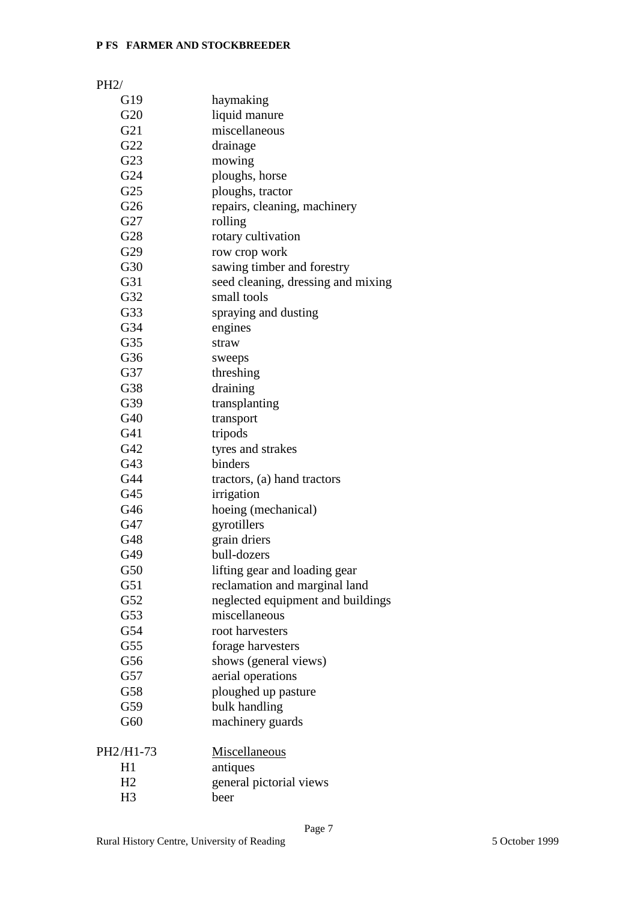PH2/

| | |
|---|---|
| G19 | haymaking |
| G20 | liquid manure |
| G21 | miscellaneous |
| G22 | drainage |
| G23 | mowing |
| G24 | ploughs, horse |
| G25 | ploughs, tractor |
| G26 | repairs, cleaning, machinery |
| G27 | rolling |
| G28 | rotary cultivation |
| G29 | row crop work |
| G30 | sawing timber and forestry |
| G31 | seed cleaning, dressing and mixing |
| G32 | small tools |
| G33 | spraying and dusting |
| G34 | engines |
| G35 | straw |
| G36 | sweeps |
| G37 | threshing |
| G38 | draining |
| G39 | transplanting |
| G40 | transport |
| G41 | tripods |
| G42 | tyres and strakes |
| G43 | binders |
| G44 | tractors, (a) hand tractors |
| G45 | irrigation |
| G46 | hoeing (mechanical) |
| G47 | gyrotillers |
| G48 | grain driers |
| G49 | bull-dozers |
| G50 | lifting gear and loading gear |
| G51 | reclamation and marginal land |
| G52 | neglected equipment and buildings |
| G53 | miscellaneous |
| G54 | root harvesters |
| G55 | forage harvesters |
| G56 | shows (general views) |
| G57 | aerial operations |
| G58 | ploughed up pasture |
| G59 | bulk handling |
| G60 | machinery guards |

| | |
|---|---|
| PH2/H1-73 | <u>Miscellaneous</u> |
| H1 | antiques |
| H2 | general pictorial views |
| H3 | beer |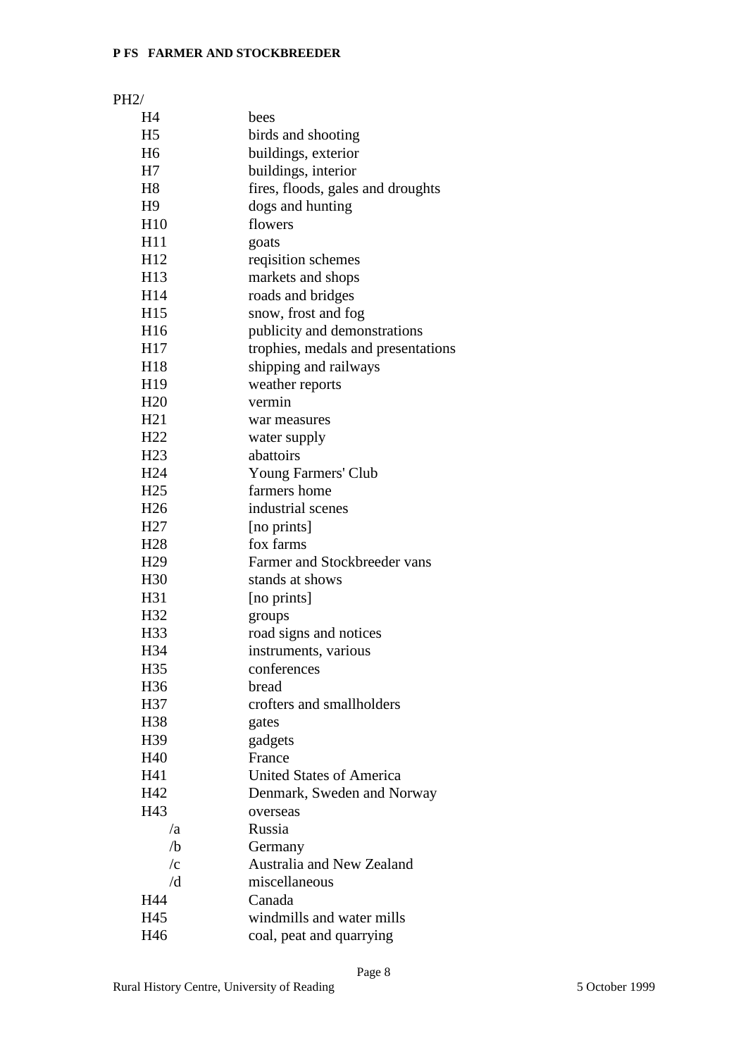PH2/

| | |
|---|---|
| H4 | bees |
| H5 | birds and shooting |
| H6 | buildings, exterior |
| H7 | buildings, interior |
| H8 | fires, floods, gales and droughts |
| H9 | dogs and hunting |
| H10 | flowers |
| H11 | goats |
| H12 | reqisition schemes |
| H13 | markets and shops |
| H14 | roads and bridges |
| H15 | snow, frost and fog |
| H16 | publicity and demonstrations |
| H17 | trophies, medals and presentations |
| H18 | shipping and railways |
| H19 | weather reports |
| H20 | vermin |
| H21 | war measures |
| H22 | water supply |
| H23 | abattoirs |
| H24 | Young Farmers' Club |
| H25 | farmers home |
| H26 | industrial scenes |
| H27 | [no prints] |
| H28 | fox farms |
| H29 | Farmer and Stockbreeder vans |
| H30 | stands at shows |
| H31 | [no prints] |
| H32 | groups |
| H33 | road signs and notices |
| H34 | instruments, various |
| H35 | conferences |
| H36 | bread |
| H37 | crofters and smallholders |
| H38 | gates |
| H39 | gadgets |
| H40 | France |
| H41 | United States of America |
| H42 | Denmark, Sweden and Norway |
| H43 | overseas |
| /a | Russia |
| /b | Germany |
| /c | Australia and New Zealand |
| /d | miscellaneous |
| H44 | Canada |
| H45 | windmills and water mills |
| H46 | coal, peat and quarrying |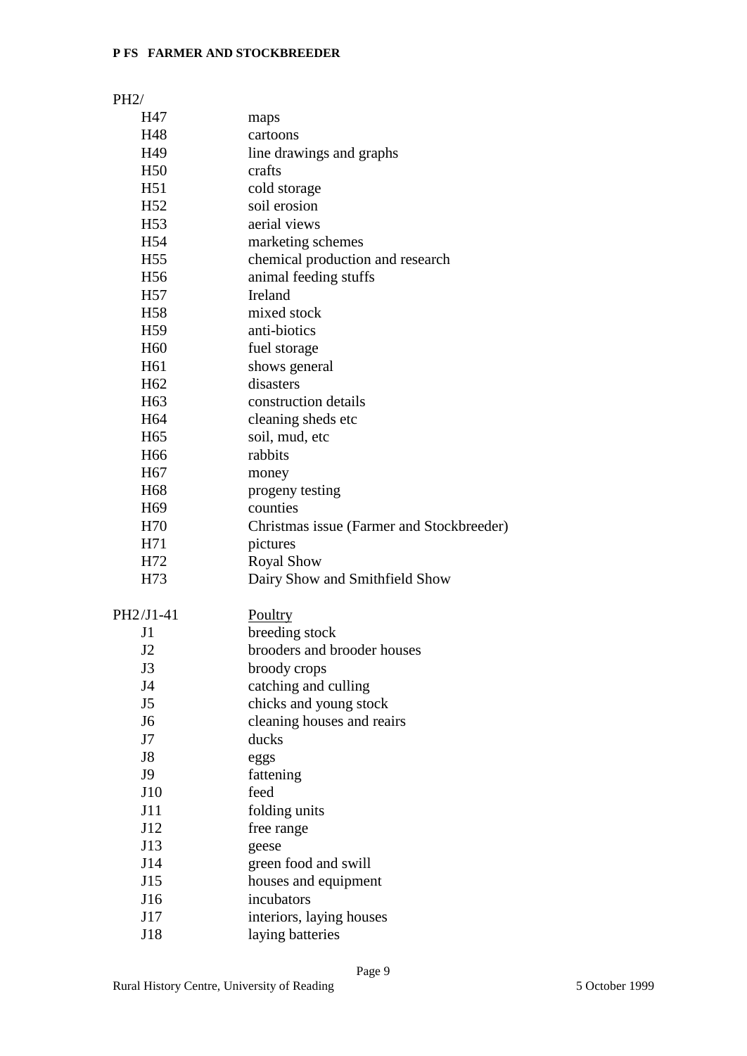PH2/

| | |
|---|---|
| H47 | maps |
| H48 | cartoons |
| H49 | line drawings and graphs |
| H50 | crafts |
| H51 | cold storage |
| H52 | soil erosion |
| H53 | aerial views |
| H54 | marketing schemes |
| H55 | chemical production and research |
| H56 | animal feeding stuffs |
| H57 | Ireland |
| H58 | mixed stock |
| H59 | anti-biotics |
| H60 | fuel storage |
| H61 | shows general |
| H62 | disasters |
| H63 | construction details |
| H64 | cleaning sheds etc |
| H65 | soil, mud, etc |
| H66 | rabbits |
| H67 | money |
| H68 | progeny testing |
| H69 | counties |
| H70 | Christmas issue (Farmer and Stockbreeder) |
| H71 | pictures |
| H72 | Royal Show |
| H73 | Dairy Show and Smithfield Show |

PH2/J1-41 <u>Poultry</u>

| | |
|---|---|
| J1 | breeding stock |
| J2 | brooders and brooder houses |
| J3 | broody crops |
| J4 | catching and culling |
| J5 | chicks and young stock |
| J6 | cleaning houses and reairs |
| J7 | ducks |
| J8 | eggs |
| J9 | fattening |
| J10 | feed |
| J11 | folding units |
| J12 | free range |
| J13 | geese |
| J14 | green food and swill |
| J15 | houses and equipment |
| J16 | incubators |
| J17 | interiors, laying houses |
| J18 | laying batteries |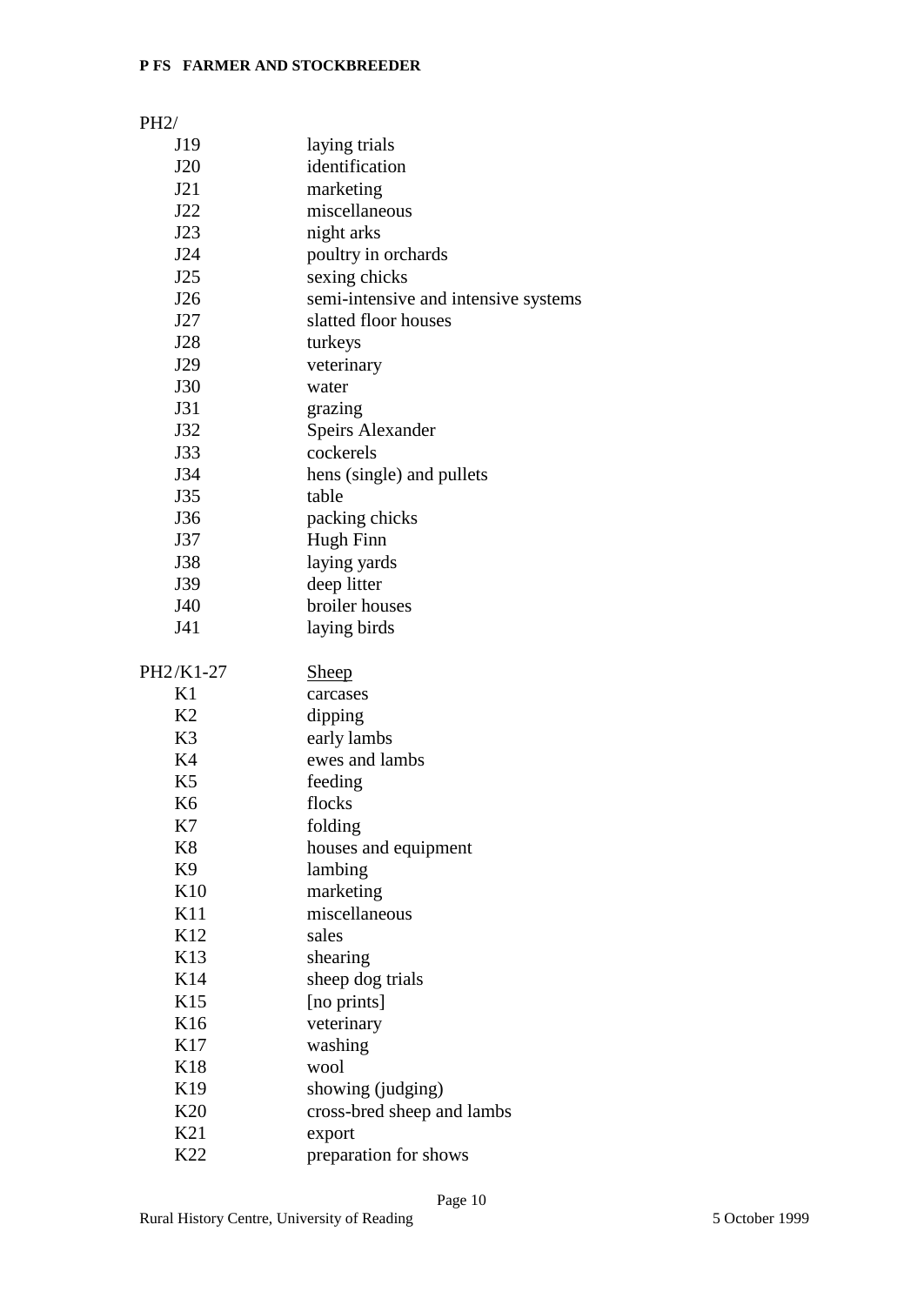PH2/

| | |
|---|---|
| J19 | laying trials |
| J20 | identification |
| J21 | marketing |
| J22 | miscellaneous |
| J23 | night arks |
| J24 | poultry in orchards |
| J25 | sexing chicks |
| J26 | semi-intensive and intensive systems |
| J27 | slatted floor houses |
| J28 | turkeys |
| J29 | veterinary |
| J30 | water |
| J31 | grazing |
| J32 | Speirs Alexander |
| J33 | cockerels |
| J34 | hens (single) and pullets |
| J35 | table |
| J36 | packing chicks |
| J37 | Hugh Finn |
| J38 | laying yards |
| J39 | deep litter |
| J40 | broiler houses |
| J41 | laying birds |

PH2/K1-27 <u>Sheep</u>

| | |
|---|---|
| K1 | carcases |
| K2 | dipping |
| K3 | early lambs |
| K4 | ewes and lambs |
| K5 | feeding |
| K6 | flocks |
| K7 | folding |
| K8 | houses and equipment |
| K9 | lambing |
| K10 | marketing |
| K11 | miscellaneous |
| K12 | sales |
| K13 | shearing |
| K14 | sheep dog trials |
| K15 | [no prints] |
| K16 | veterinary |
| K17 | washing |
| K18 | wool |
| K19 | showing (judging) |
| K20 | cross-bred sheep and lambs |
| K21 | export |
| K22 | preparation for shows |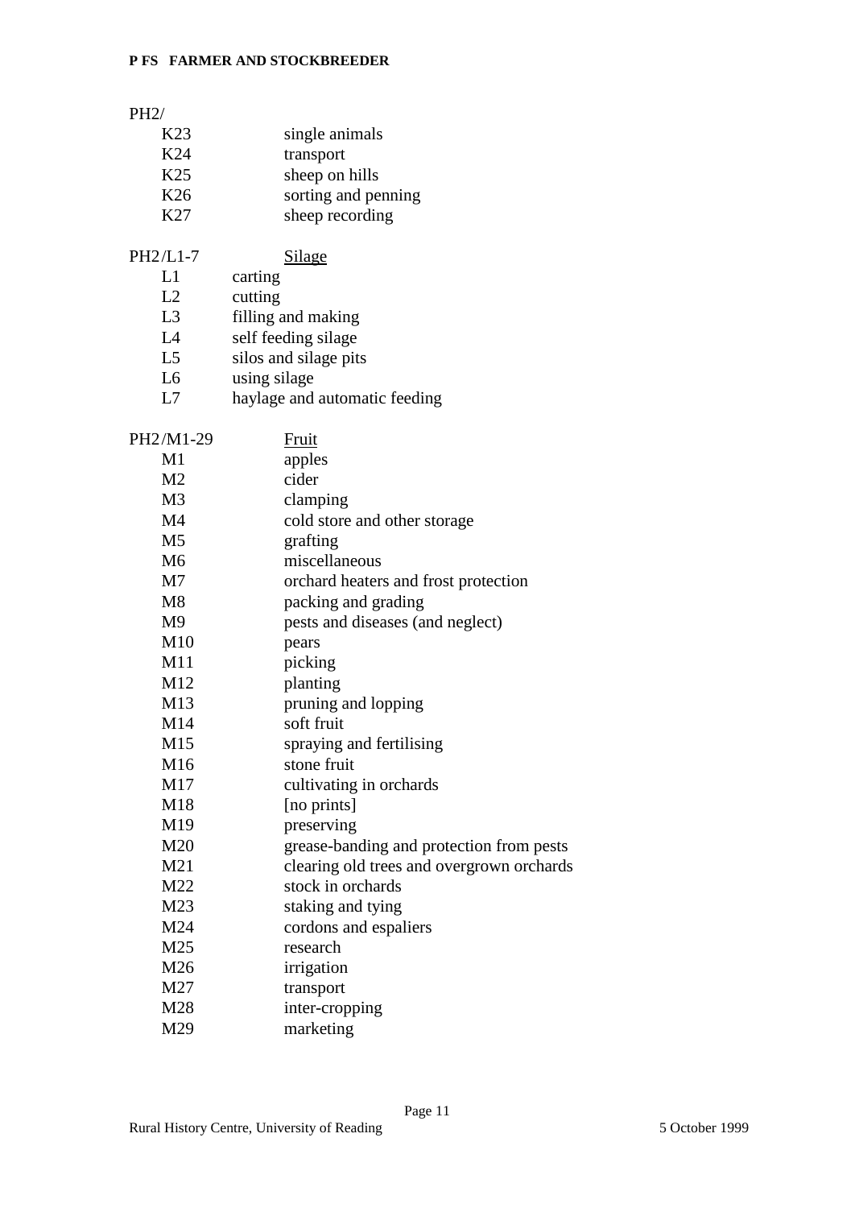PH2/

| | |
|---|---|
| K23 | single animals |
| K24 | transport |
| K25 | sheep on hills |
| K26 | sorting and penning |
| K27 | sheep recording |

PH2/L1-7 Silage

| | |
|---|---|
| L1 | carting |
| L2 | cutting |
| L3 | filling and making |
| L4 | self feeding silage |
| L5 | silos and silage pits |
| L6 | using silage |
| L7 | haylage and automatic feeding |

PH2/M1-29 Fruit

| | |
|---|---|
| M1 | apples |
| M2 | cider |
| M3 | clamping |
| M4 | cold store and other storage |
| M5 | grafting |
| M6 | miscellaneous |
| M7 | orchard heaters and frost protection |
| M8 | packing and grading |
| M9 | pests and diseases (and neglect) |
| M10 | pears |
| M11 | picking |
| M12 | planting |
| M13 | pruning and lopping |
| M14 | soft fruit |
| M15 | spraying and fertilising |
| M16 | stone fruit |
| M17 | cultivating in orchards |
| M18 | [no prints] |
| M19 | preserving |
| M20 | grease-banding and protection from pests |
| M21 | clearing old trees and overgrown orchards |
| M22 | stock in orchards |
| M23 | staking and tying |
| M24 | cordons and espaliers |
| M25 | research |
| M26 | irrigation |
| M27 | transport |
| M28 | inter-cropping |
| M29 | marketing |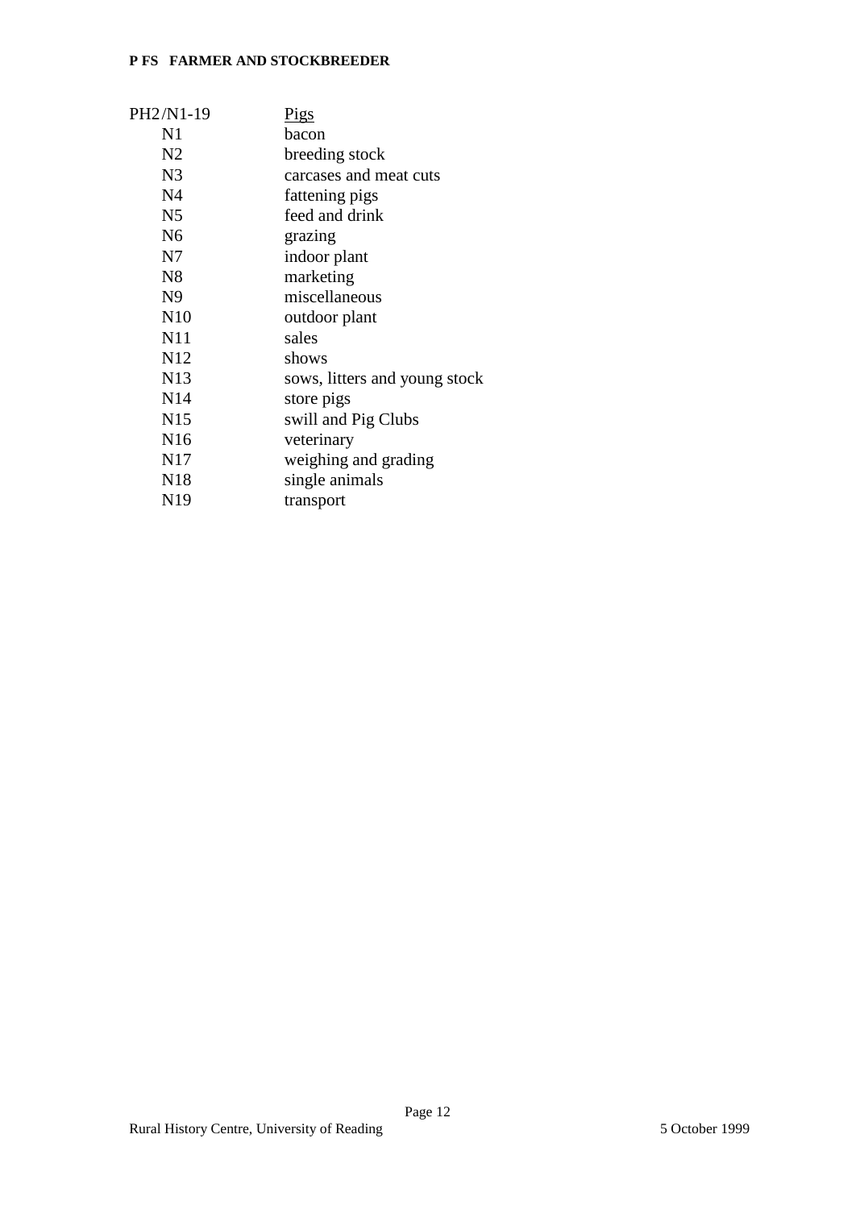| PH2/N1-19 | Pigs |
|---|---|
| N1 | bacon |
| N2 | breeding stock |
| N3 | carcases and meat cuts |
| N4 | fattening pigs |
| N5 | feed and drink |
| N6 | grazing |
| N7 | indoor plant |
| N8 | marketing |
| N9 | miscellaneous |
| N10 | outdoor plant |
| N11 | sales |
| N12 | shows |
| N13 | sows, litters and young stock |
| N14 | store pigs |
| N15 | swill and Pig Clubs |
| N16 | veterinary |
| N17 | weighing and grading |
| N18 | single animals |
| N19 | transport |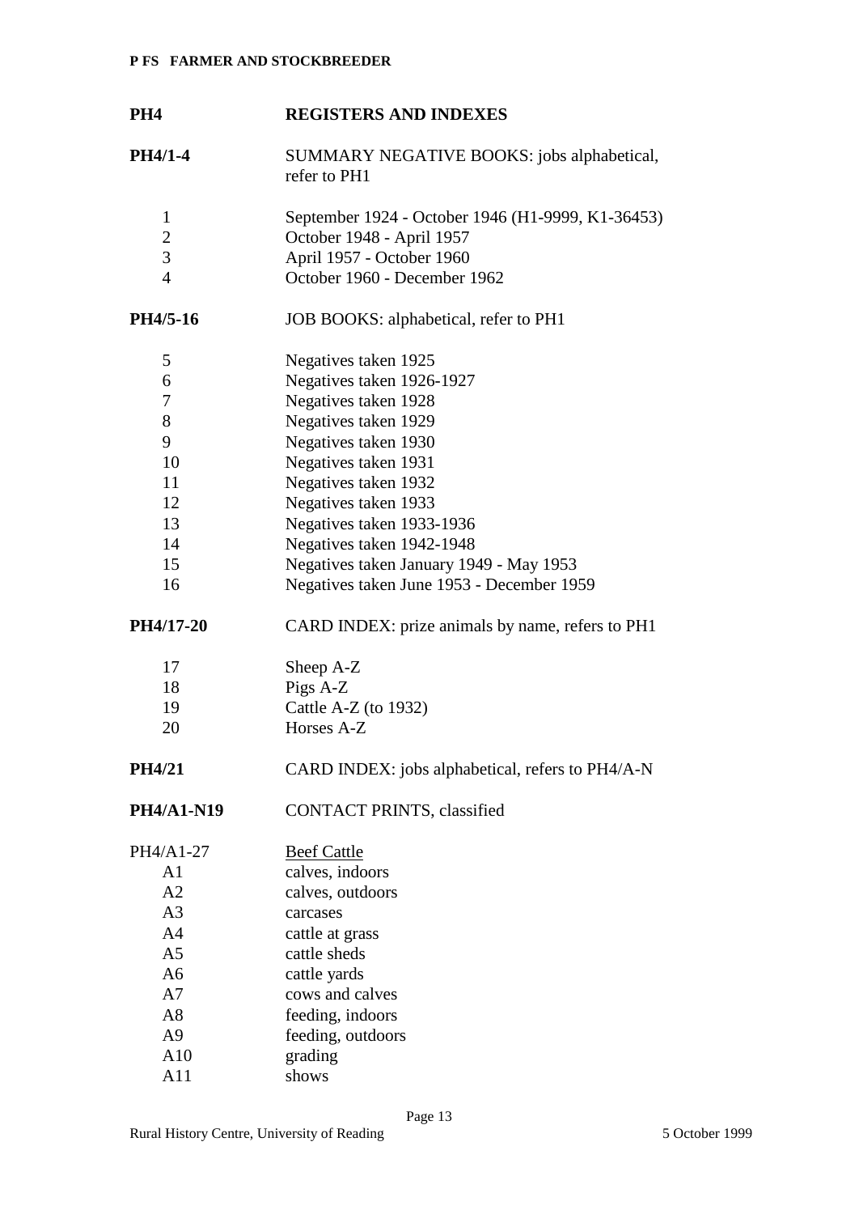## PH4 REGISTERS AND INDEXES

**PH4/1-4** SUMMARY NEGATIVE BOOKS: jobs alphabetical, refer to PH1

| | |
|---|---|
| 1 | September 1924 - October 1946 (H1-9999, K1-36453) |
| 2 | October 1948 - April 1957 |
| 3 | April 1957 - October 1960 |
| 4 | October 1960 - December 1962 |

**PH4/5-16** JOB BOOKS: alphabetical, refer to PH1

| | |
|---|---|
| 5 | Negatives taken 1925 |
| 6 | Negatives taken 1926-1927 |
| 7 | Negatives taken 1928 |
| 8 | Negatives taken 1929 |
| 9 | Negatives taken 1930 |
| 10 | Negatives taken 1931 |
| 11 | Negatives taken 1932 |
| 12 | Negatives taken 1933 |
| 13 | Negatives taken 1933-1936 |
| 14 | Negatives taken 1942-1948 |
| 15 | Negatives taken January 1949 - May 1953 |
| 16 | Negatives taken June 1953 - December 1959 |

**PH4/17-20** CARD INDEX: prize animals by name, refers to PH1

| | |
|---|---|
| 17 | Sheep A-Z |
| 18 | Pigs A-Z |
| 19 | Cattle A-Z (to 1932) |
| 20 | Horses A-Z |

**PH4/21** CARD INDEX: jobs alphabetical, refers to PH4/A-N

**PH4/A1-N19** CONTACT PRINTS, classified

PH4/A1-27 Beef Cattle

| | |
|---|---|
| A1 | calves, indoors |
| A2 | calves, outdoors |
| A3 | carcases |
| A4 | cattle at grass |
| A5 | cattle sheds |
| A6 | cattle yards |
| A7 | cows and calves |
| A8 | feeding, indoors |
| A9 | feeding, outdoors |
| A10 | grading |
| A11 | shows |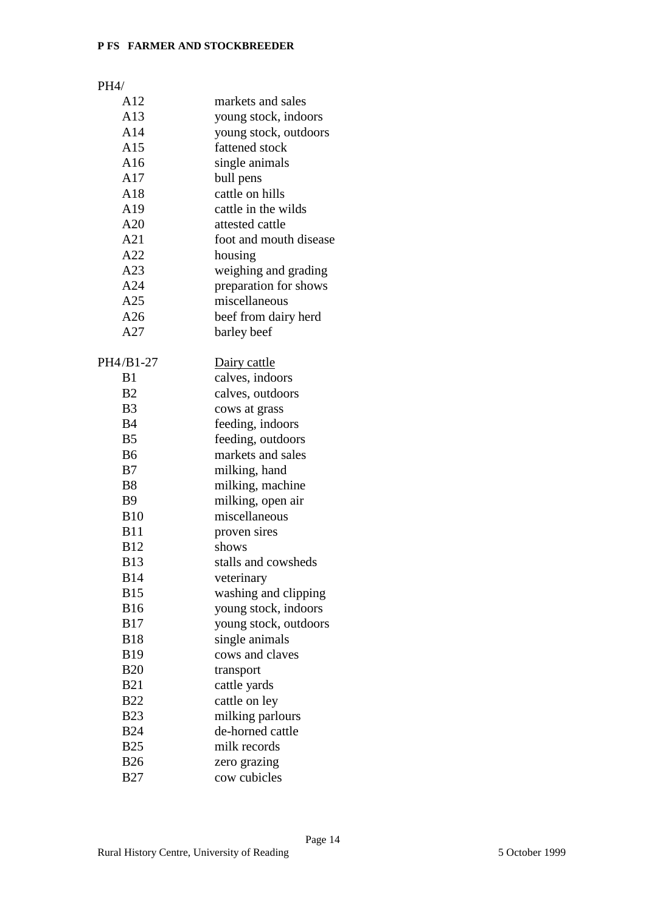PH4/

| | |
|---|---|
| A12 | markets and sales |
| A13 | young stock, indoors |
| A14 | young stock, outdoors |
| A15 | fattened stock |
| A16 | single animals |
| A17 | bull pens |
| A18 | cattle on hills |
| A19 | cattle in the wilds |
| A20 | attested cattle |
| A21 | foot and mouth disease |
| A22 | housing |
| A23 | weighing and grading |
| A24 | preparation for shows |
| A25 | miscellaneous |
| A26 | beef from dairy herd |
| A27 | barley beef |

| | |
|---|---|
| PH4/B1-27 | <u>Dairy cattle</u> |
| B1 | calves, indoors |
| B2 | calves, outdoors |
| B3 | cows at grass |
| B4 | feeding, indoors |
| B5 | feeding, outdoors |
| B6 | markets and sales |
| B7 | milking, hand |
| B8 | milking, machine |
| B9 | milking, open air |
| B10 | miscellaneous |
| B11 | proven sires |
| B12 | shows |
| B13 | stalls and cowsheds |
| B14 | veterinary |
| B15 | washing and clipping |
| B16 | young stock, indoors |
| B17 | young stock, outdoors |
| B18 | single animals |
| B19 | cows and claves |
| B20 | transport |
| B21 | cattle yards |
| B22 | cattle on ley |
| B23 | milking parlours |
| B24 | de-horned cattle |
| B25 | milk records |
| B26 | zero grazing |
| B27 | cow cubicles |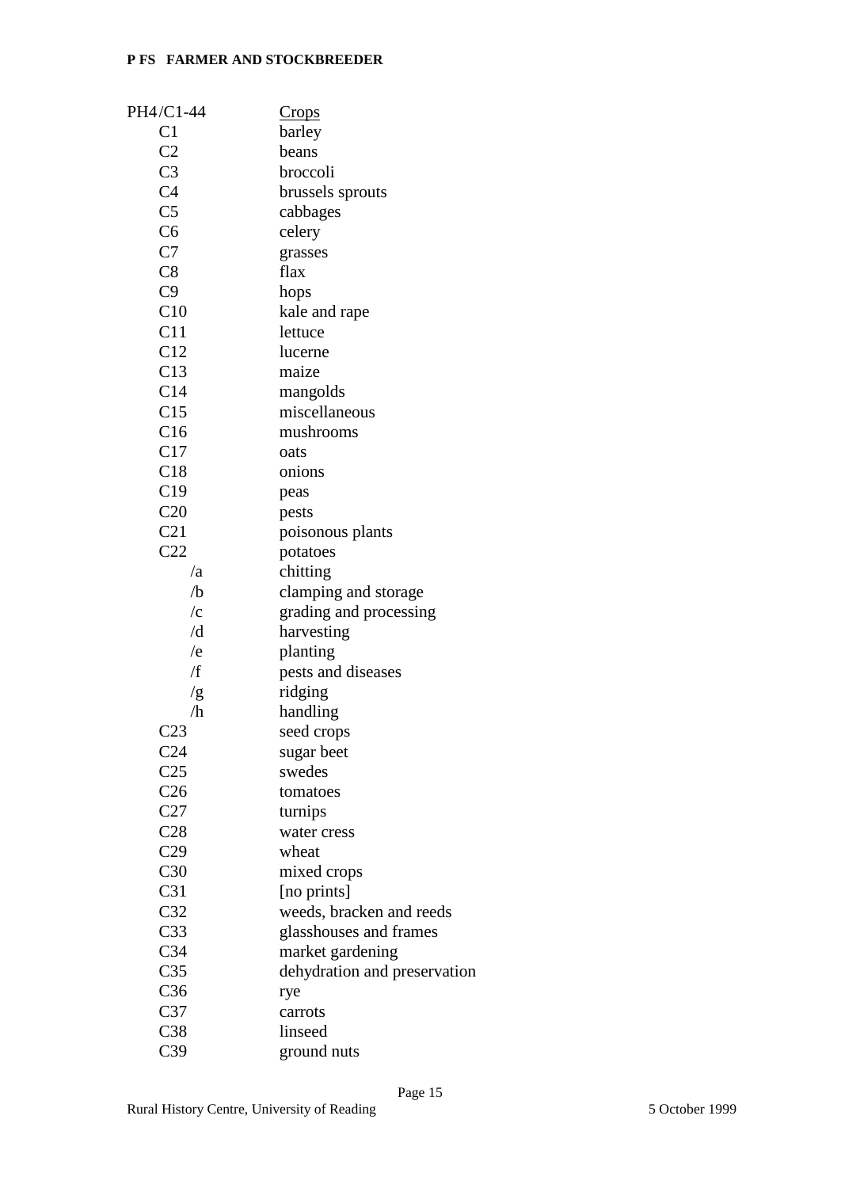| PH4/C1-44 | Crops |
|---|---|
| C1 | barley |
| C2 | beans |
| C3 | broccoli |
| C4 | brussels sprouts |
| C5 | cabbages |
| C6 | celery |
| C7 | grasses |
| C8 | flax |
| C9 | hops |
| C10 | kale and rape |
| C11 | lettuce |
| C12 | lucerne |
| C13 | maize |
| C14 | mangolds |
| C15 | miscellaneous |
| C16 | mushrooms |
| C17 | oats |
| C18 | onions |
| C19 | peas |
| C20 | pests |
| C21 | poisonous plants |
| C22 | potatoes |
| /a | chitting |
| /b | clamping and storage |
| /c | grading and processing |
| /d | harvesting |
| /e | planting |
| /f | pests and diseases |
| /g | ridging |
| /h | handling |
| C23 | seed crops |
| C24 | sugar beet |
| C25 | swedes |
| C26 | tomatoes |
| C27 | turnips |
| C28 | water cress |
| C29 | wheat |
| C30 | mixed crops |
| C31 | [no prints] |
| C32 | weeds, bracken and reeds |
| C33 | glasshouses and frames |
| C34 | market gardening |
| C35 | dehydration and preservation |
| C36 | rye |
| C37 | carrots |
| C38 | linseed |
| C39 | ground nuts |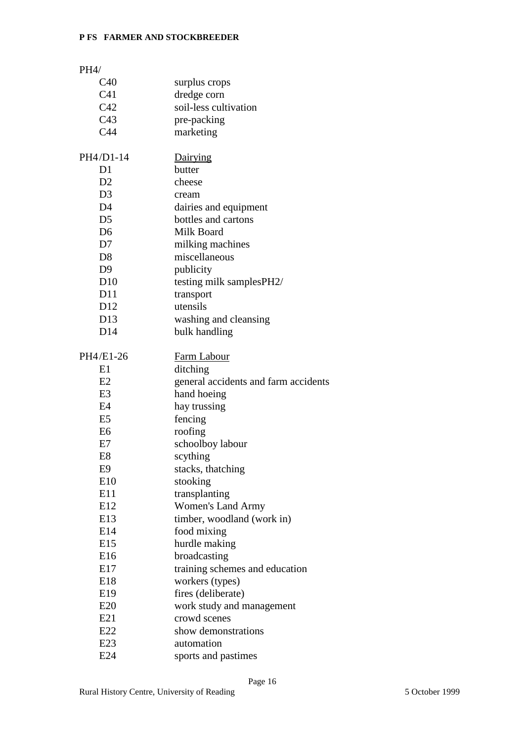PH4/

| | |
|---|---|
| C40 | surplus crops |
| C41 | dredge corn |
| C42 | soil-less cultivation |
| C43 | pre-packing |
| C44 | marketing |

| PH4/D1-14 | Dairying |
|---|---|
| D1 | butter |
| D2 | cheese |
| D3 | cream |
| D4 | dairies and equipment |
| D5 | bottles and cartons |
| D6 | Milk Board |
| D7 | milking machines |
| D8 | miscellaneous |
| D9 | publicity |
| D10 | testing milk samplesPH2/ |
| D11 | transport |
| D12 | utensils |
| D13 | washing and cleansing |
| D14 | bulk handling |

| PH4/E1-26 | Farm Labour |
|---|---|
| E1 | ditching |
| E2 | general accidents and farm accidents |
| E3 | hand hoeing |
| E4 | hay trussing |
| E5 | fencing |
| E6 | roofing |
| E7 | schoolboy labour |
| E8 | scything |
| E9 | stacks, thatching |
| E10 | stooking |
| E11 | transplanting |
| E12 | Women's Land Army |
| E13 | timber, woodland (work in) |
| E14 | food mixing |
| E15 | hurdle making |
| E16 | broadcasting |
| E17 | training schemes and education |
| E18 | workers (types) |
| E19 | fires (deliberate) |
| E20 | work study and management |
| E21 | crowd scenes |
| E22 | show demonstrations |
| E23 | automation |
| E24 | sports and pastimes |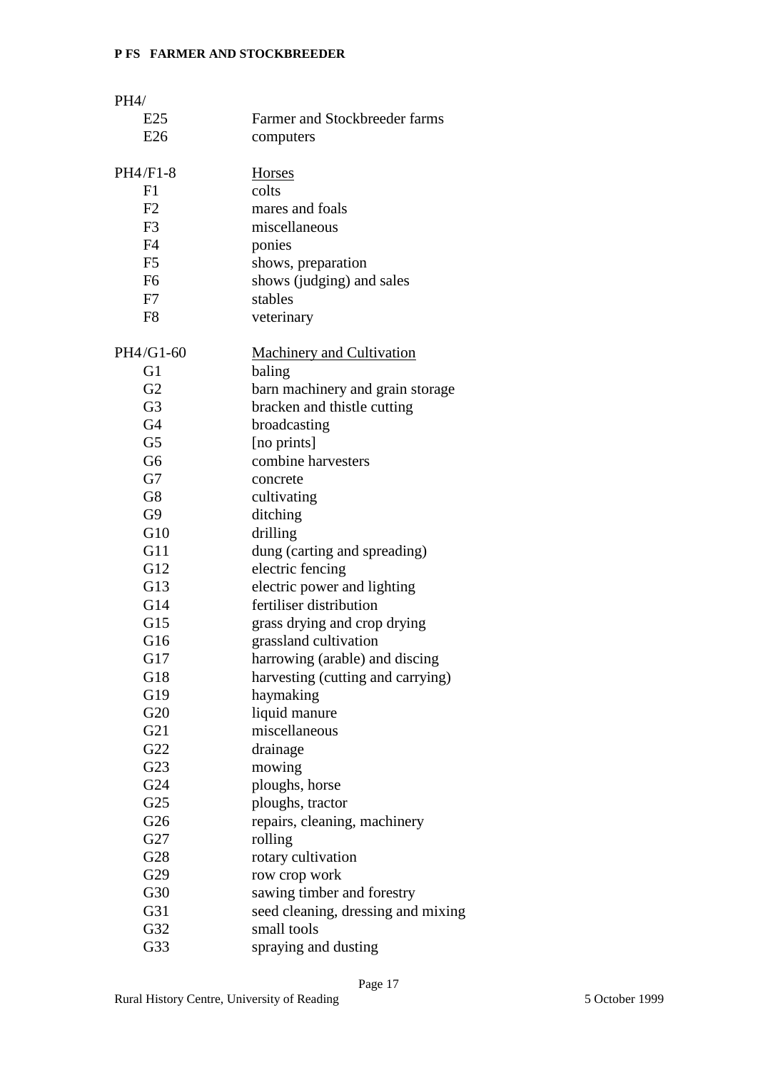PH4/

| | |
|---|---|
| E25 | Farmer and Stockbreeder farms |
| E26 | computers |

| PH4/F1-8 | <u>Horses</u> |
|---|---|
| F1 | colts |
| F2 | mares and foals |
| F3 | miscellaneous |
| F4 | ponies |
| F5 | shows, preparation |
| F6 | shows (judging) and sales |
| F7 | stables |
| F8 | veterinary |

| PH4/G1-60 | <u>Machinery and Cultivation</u> |
|---|---|
| G1 | baling |
| G2 | barn machinery and grain storage |
| G3 | bracken and thistle cutting |
| G4 | broadcasting |
| G5 | [no prints] |
| G6 | combine harvesters |
| G7 | concrete |
| G8 | cultivating |
| G9 | ditching |
| G10 | drilling |
| G11 | dung (carting and spreading) |
| G12 | electric fencing |
| G13 | electric power and lighting |
| G14 | fertiliser distribution |
| G15 | grass drying and crop drying |
| G16 | grassland cultivation |
| G17 | harrowing (arable) and discing |
| G18 | harvesting (cutting and carrying) |
| G19 | haymaking |
| G20 | liquid manure |
| G21 | miscellaneous |
| G22 | drainage |
| G23 | mowing |
| G24 | ploughs, horse |
| G25 | ploughs, tractor |
| G26 | repairs, cleaning, machinery |
| G27 | rolling |
| G28 | rotary cultivation |
| G29 | row crop work |
| G30 | sawing timber and forestry |
| G31 | seed cleaning, dressing and mixing |
| G32 | small tools |
| G33 | spraying and dusting |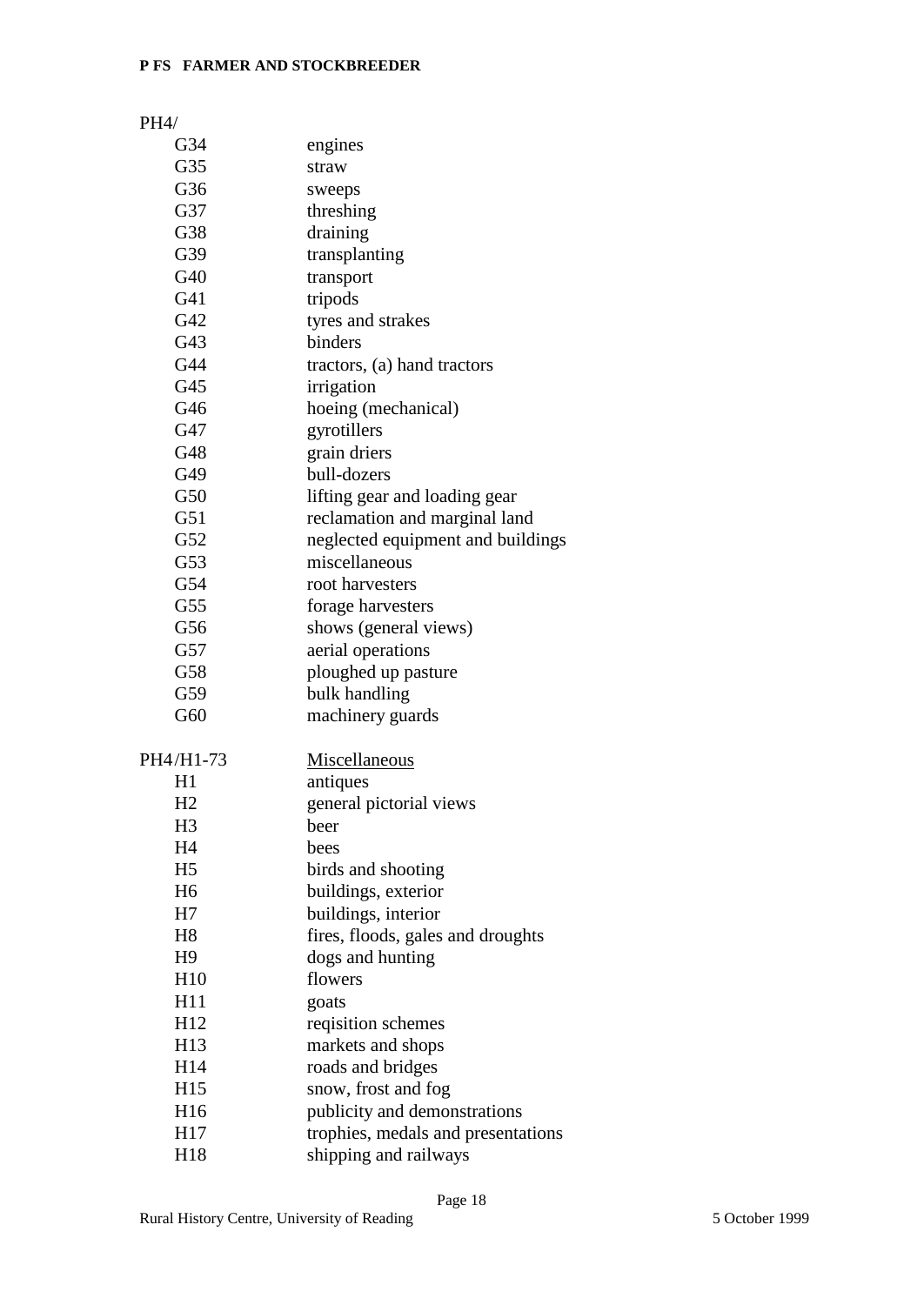PH4/

| | |
|---|---|
| G34 | engines |
| G35 | straw |
| G36 | sweeps |
| G37 | threshing |
| G38 | draining |
| G39 | transplanting |
| G40 | transport |
| G41 | tripods |
| G42 | tyres and strakes |
| G43 | binders |
| G44 | tractors, (a) hand tractors |
| G45 | irrigation |
| G46 | hoeing (mechanical) |
| G47 | gyrotillers |
| G48 | grain driers |
| G49 | bull-dozers |
| G50 | lifting gear and loading gear |
| G51 | reclamation and marginal land |
| G52 | neglected equipment and buildings |
| G53 | miscellaneous |
| G54 | root harvesters |
| G55 | forage harvesters |
| G56 | shows (general views) |
| G57 | aerial operations |
| G58 | ploughed up pasture |
| G59 | bulk handling |
| G60 | machinery guards |

PH4/H1-73 Miscellaneous

| | |
|---|---|
| H1 | antiques |
| H2 | general pictorial views |
| H3 | beer |
| H4 | bees |
| H5 | birds and shooting |
| H6 | buildings, exterior |
| H7 | buildings, interior |
| H8 | fires, floods, gales and droughts |
| H9 | dogs and hunting |
| H10 | flowers |
| H11 | goats |
| H12 | reqisition schemes |
| H13 | markets and shops |
| H14 | roads and bridges |
| H15 | snow, frost and fog |
| H16 | publicity and demonstrations |
| H17 | trophies, medals and presentations |
| H18 | shipping and railways |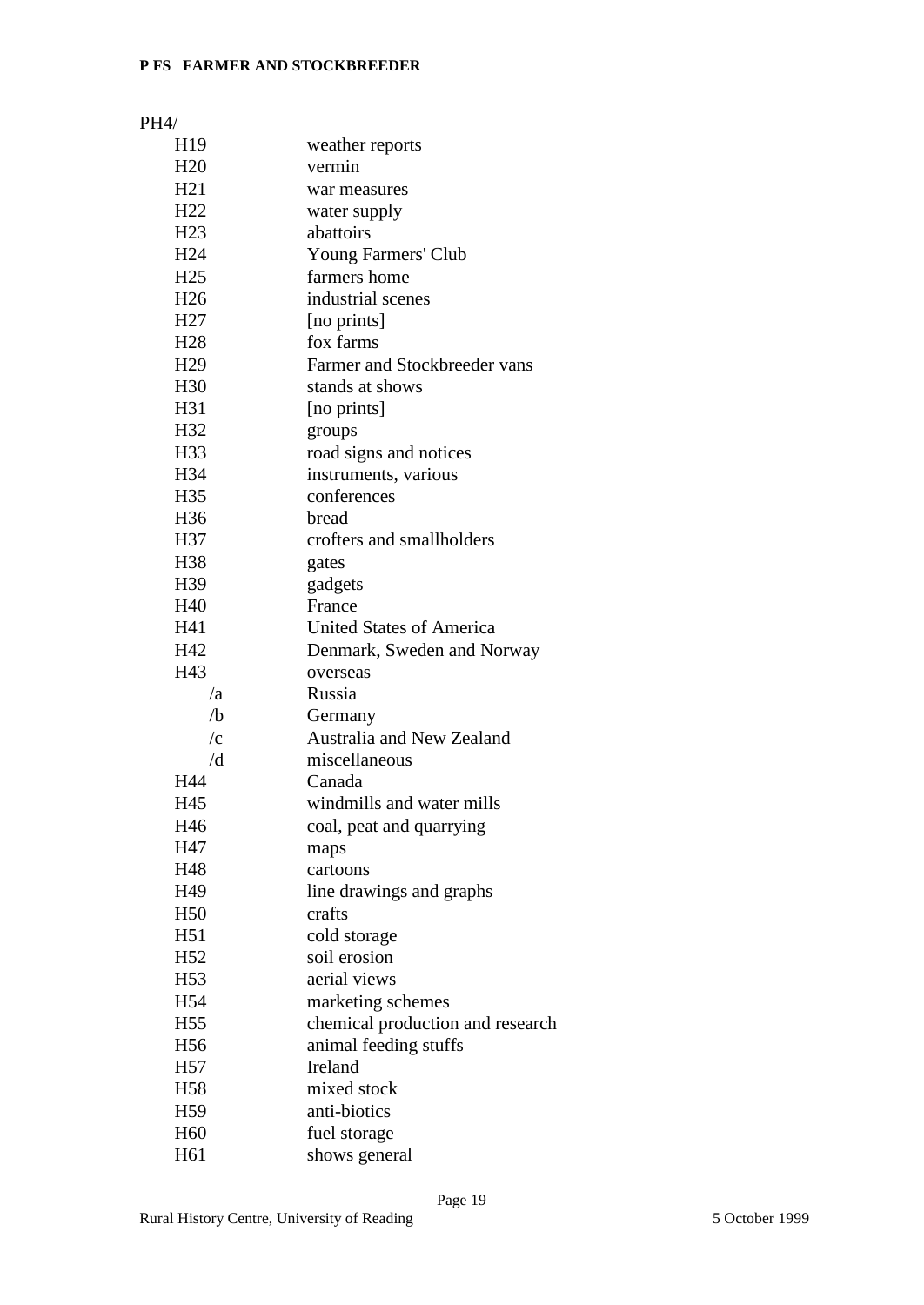PH4/

| | |
|---|---|
| H19 | weather reports |
| H20 | vermin |
| H21 | war measures |
| H22 | water supply |
| H23 | abattoirs |
| H24 | Young Farmers' Club |
| H25 | farmers home |
| H26 | industrial scenes |
| H27 | [no prints] |
| H28 | fox farms |
| H29 | Farmer and Stockbreeder vans |
| H30 | stands at shows |
| H31 | [no prints] |
| H32 | groups |
| H33 | road signs and notices |
| H34 | instruments, various |
| H35 | conferences |
| H36 | bread |
| H37 | crofters and smallholders |
| H38 | gates |
| H39 | gadgets |
| H40 | France |
| H41 | United States of America |
| H42 | Denmark, Sweden and Norway |
| H43 | overseas |
| /a | Russia |
| /b | Germany |
| /c | Australia and New Zealand |
| /d | miscellaneous |
| H44 | Canada |
| H45 | windmills and water mills |
| H46 | coal, peat and quarrying |
| H47 | maps |
| H48 | cartoons |
| H49 | line drawings and graphs |
| H50 | crafts |
| H51 | cold storage |
| H52 | soil erosion |
| H53 | aerial views |
| H54 | marketing schemes |
| H55 | chemical production and research |
| H56 | animal feeding stuffs |
| H57 | Ireland |
| H58 | mixed stock |
| H59 | anti-biotics |
| H60 | fuel storage |
| H61 | shows general |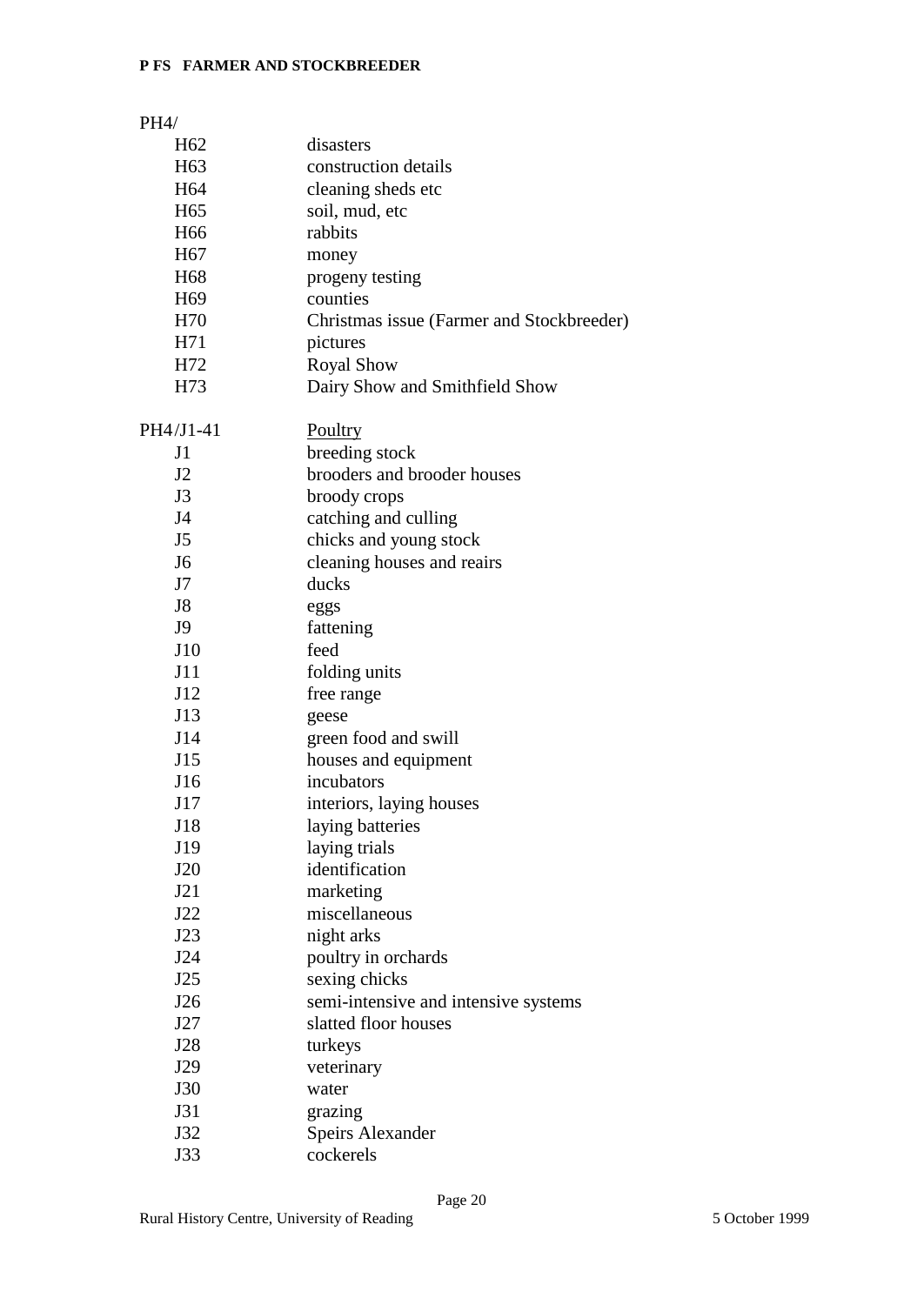PH4/

| | |
|---|---|
| H62 | disasters |
| H63 | construction details |
| H64 | cleaning sheds etc |
| H65 | soil, mud, etc |
| H66 | rabbits |
| H67 | money |
| H68 | progeny testing |
| H69 | counties |
| H70 | Christmas issue (Farmer and Stockbreeder) |
| H71 | pictures |
| H72 | Royal Show |
| H73 | Dairy Show and Smithfield Show |

PH4/J1-41 Poultry

| | |
|---|---|
| J1 | breeding stock |
| J2 | brooders and brooder houses |
| J3 | broody crops |
| J4 | catching and culling |
| J5 | chicks and young stock |
| J6 | cleaning houses and reairs |
| J7 | ducks |
| J8 | eggs |
| J9 | fattening |
| J10 | feed |
| J11 | folding units |
| J12 | free range |
| J13 | geese |
| J14 | green food and swill |
| J15 | houses and equipment |
| J16 | incubators |
| J17 | interiors, laying houses |
| J18 | laying batteries |
| J19 | laying trials |
| J20 | identification |
| J21 | marketing |
| J22 | miscellaneous |
| J23 | night arks |
| J24 | poultry in orchards |
| J25 | sexing chicks |
| J26 | semi-intensive and intensive systems |
| J27 | slatted floor houses |
| J28 | turkeys |
| J29 | veterinary |
| J30 | water |
| J31 | grazing |
| J32 | Speirs Alexander |
| J33 | cockerels |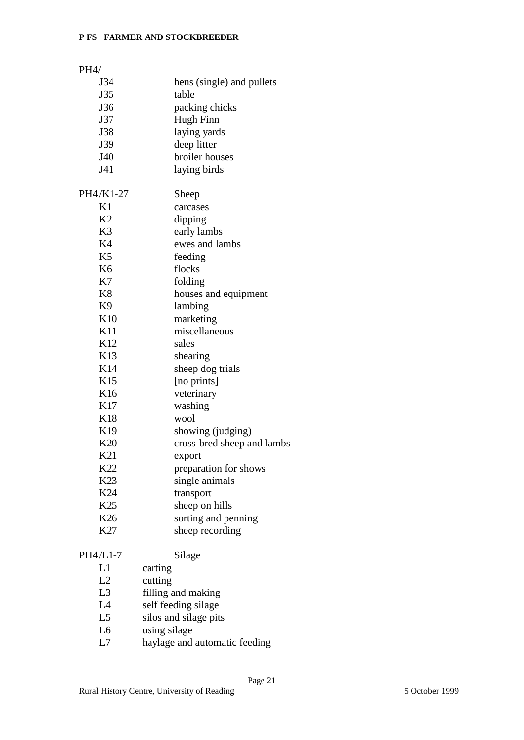PH4/

| | |
|---|---|
| J34 | hens (single) and pullets |
| J35 | table |
| J36 | packing chicks |
| J37 | Hugh Finn |
| J38 | laying yards |
| J39 | deep litter |
| J40 | broiler houses |
| J41 | laying birds |

PH4/K1-27 <u>Sheep</u>

| | |
|---|---|
| K1 | carcases |
| K2 | dipping |
| K3 | early lambs |
| K4 | ewes and lambs |
| K5 | feeding |
| K6 | flocks |
| K7 | folding |
| K8 | houses and equipment |
| K9 | lambing |
| K10 | marketing |
| K11 | miscellaneous |
| K12 | sales |
| K13 | shearing |
| K14 | sheep dog trials |
| K15 | [no prints] |
| K16 | veterinary |
| K17 | washing |
| K18 | wool |
| K19 | showing (judging) |
| K20 | cross-bred sheep and lambs |
| K21 | export |
| K22 | preparation for shows |
| K23 | single animals |
| K24 | transport |
| K25 | sheep on hills |
| K26 | sorting and penning |
| K27 | sheep recording |

PH4/L1-7 <u>Silage</u>

| | |
|---|---|
| L1 | carting |
| L2 | cutting |
| L3 | filling and making |
| L4 | self feeding silage |
| L5 | silos and silage pits |
| L6 | using silage |
| L7 | haylage and automatic feeding |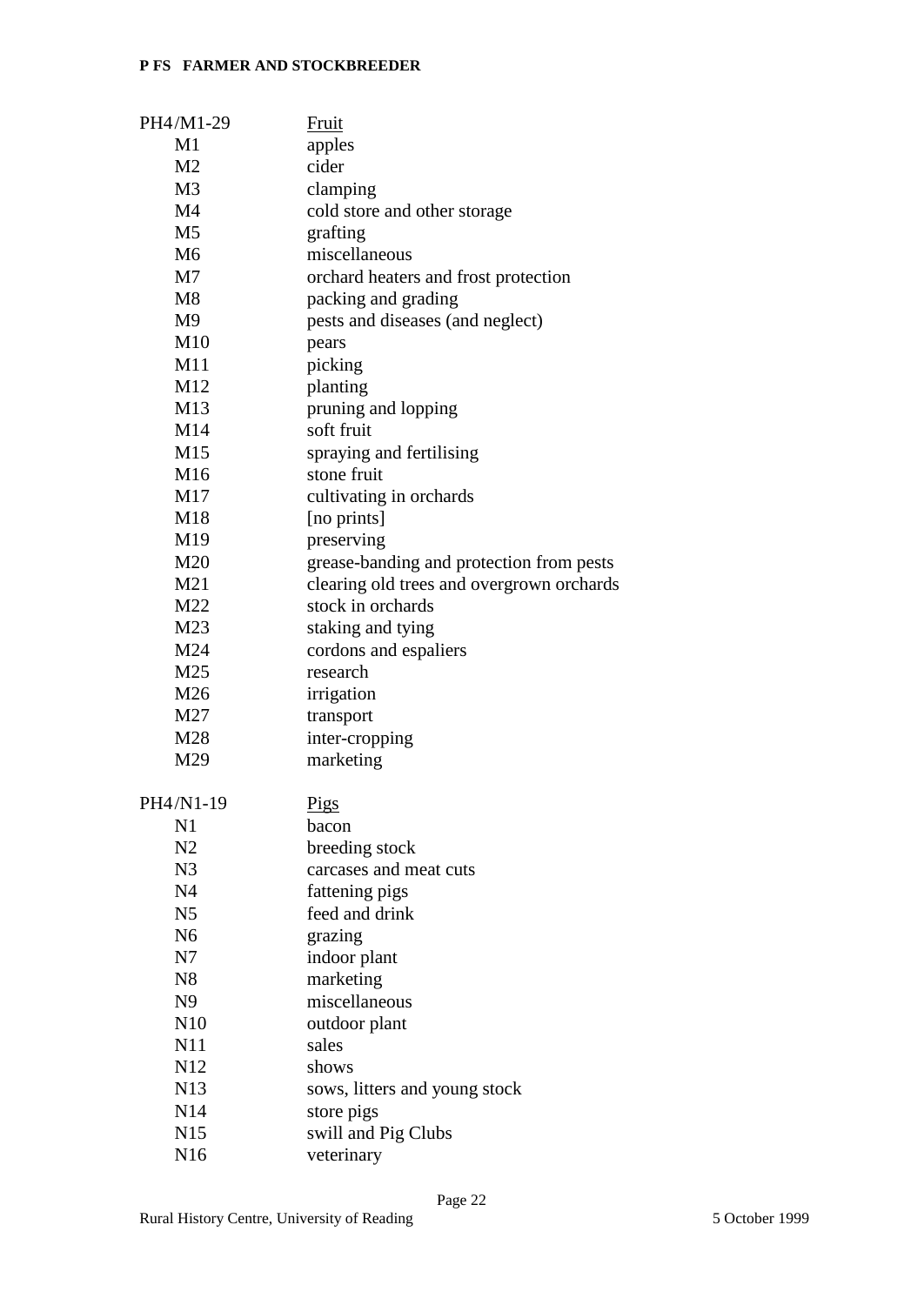| | |
|---|---|
| PH4/M1-29 | Fruit |
| M1 | apples |
| M2 | cider |
| M3 | clamping |
| M4 | cold store and other storage |
| M5 | grafting |
| M6 | miscellaneous |
| M7 | orchard heaters and frost protection |
| M8 | packing and grading |
| M9 | pests and diseases (and neglect) |
| M10 | pears |
| M11 | picking |
| M12 | planting |
| M13 | pruning and lopping |
| M14 | soft fruit |
| M15 | spraying and fertilising |
| M16 | stone fruit |
| M17 | cultivating in orchards |
| M18 | [no prints] |
| M19 | preserving |
| M20 | grease-banding and protection from pests |
| M21 | clearing old trees and overgrown orchards |
| M22 | stock in orchards |
| M23 | staking and tying |
| M24 | cordons and espaliers |
| M25 | research |
| M26 | irrigation |
| M27 | transport |
| M28 | inter-cropping |
| M29 | marketing |

| | |
|---|---|
| PH4/N1-19 | Pigs |
| N1 | bacon |
| N2 | breeding stock |
| N3 | carcases and meat cuts |
| N4 | fattening pigs |
| N5 | feed and drink |
| N6 | grazing |
| N7 | indoor plant |
| N8 | marketing |
| N9 | miscellaneous |
| N10 | outdoor plant |
| N11 | sales |
| N12 | shows |
| N13 | sows, litters and young stock |
| N14 | store pigs |
| N15 | swill and Pig Clubs |
| N16 | veterinary |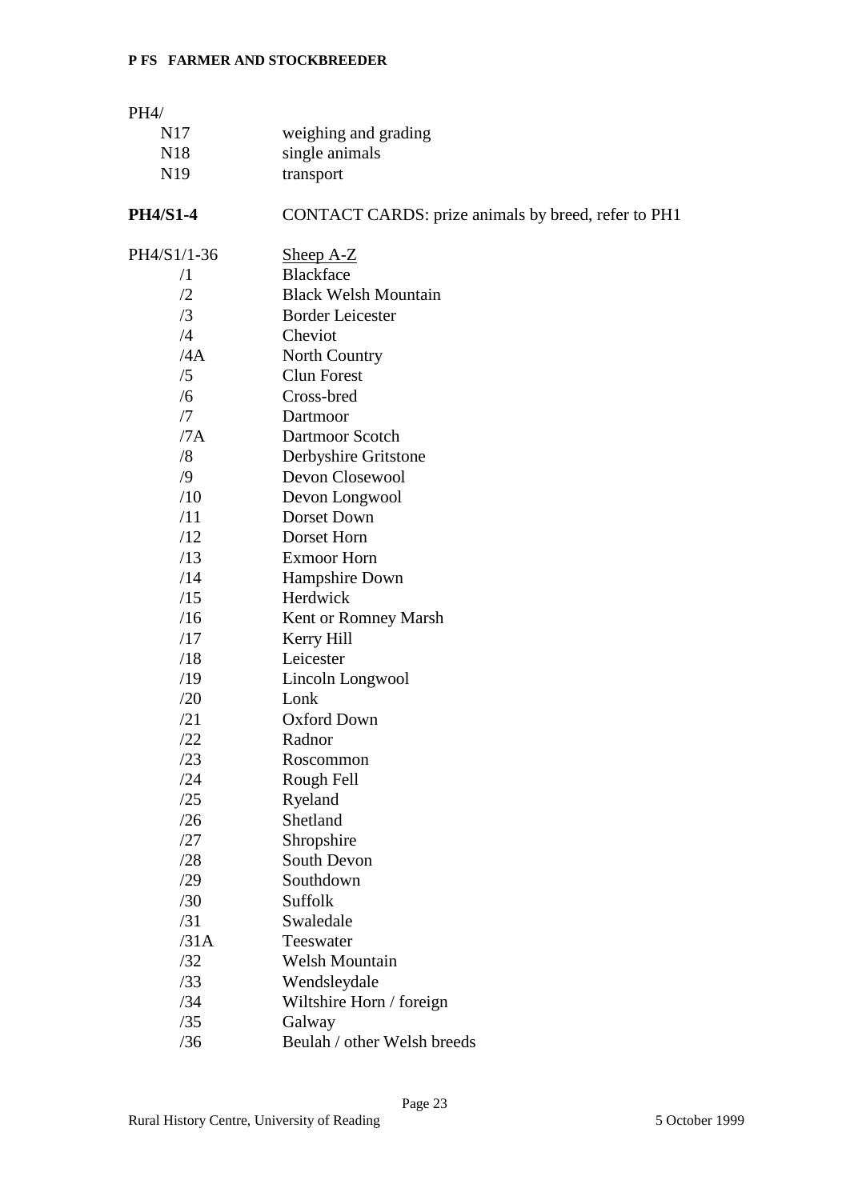PH4/

| | |
|---|---|
| N17 | weighing and grading |
| N18 | single animals |
| N19 | transport |

| | |
|---|---|
| **PH4/S1-4** | CONTACT CARDS: prize animals by breed, refer to PH1 |
| PH4/S1/1-36 | Sheep A-Z |
| /1 | Blackface |
| /2 | Black Welsh Mountain |
| /3 | Border Leicester |
| /4 | Cheviot |
| /4A | North Country |
| /5 | Clun Forest |
| /6 | Cross-bred |
| /7 | Dartmoor |
| /7A | Dartmoor Scotch |
| /8 | Derbyshire Gritstone |
| /9 | Devon Closewool |
| /10 | Devon Longwool |
| /11 | Dorset Down |
| /12 | Dorset Horn |
| /13 | Exmoor Horn |
| /14 | Hampshire Down |
| /15 | Herdwick |
| /16 | Kent or Romney Marsh |
| /17 | Kerry Hill |
| /18 | Leicester |
| /19 | Lincoln Longwool |
| /20 | Lonk |
| /21 | Oxford Down |
| /22 | Radnor |
| /23 | Roscommon |
| /24 | Rough Fell |
| /25 | Ryeland |
| /26 | Shetland |
| /27 | Shropshire |
| /28 | South Devon |
| /29 | Southdown |
| /30 | Suffolk |
| /31 | Swaledale |
| /31A | Teeswater |
| /32 | Welsh Mountain |
| /33 | Wendsleydale |
| /34 | Wiltshire Horn / foreign |
| /35 | Galway |
| /36 | Beulah / other Welsh breeds |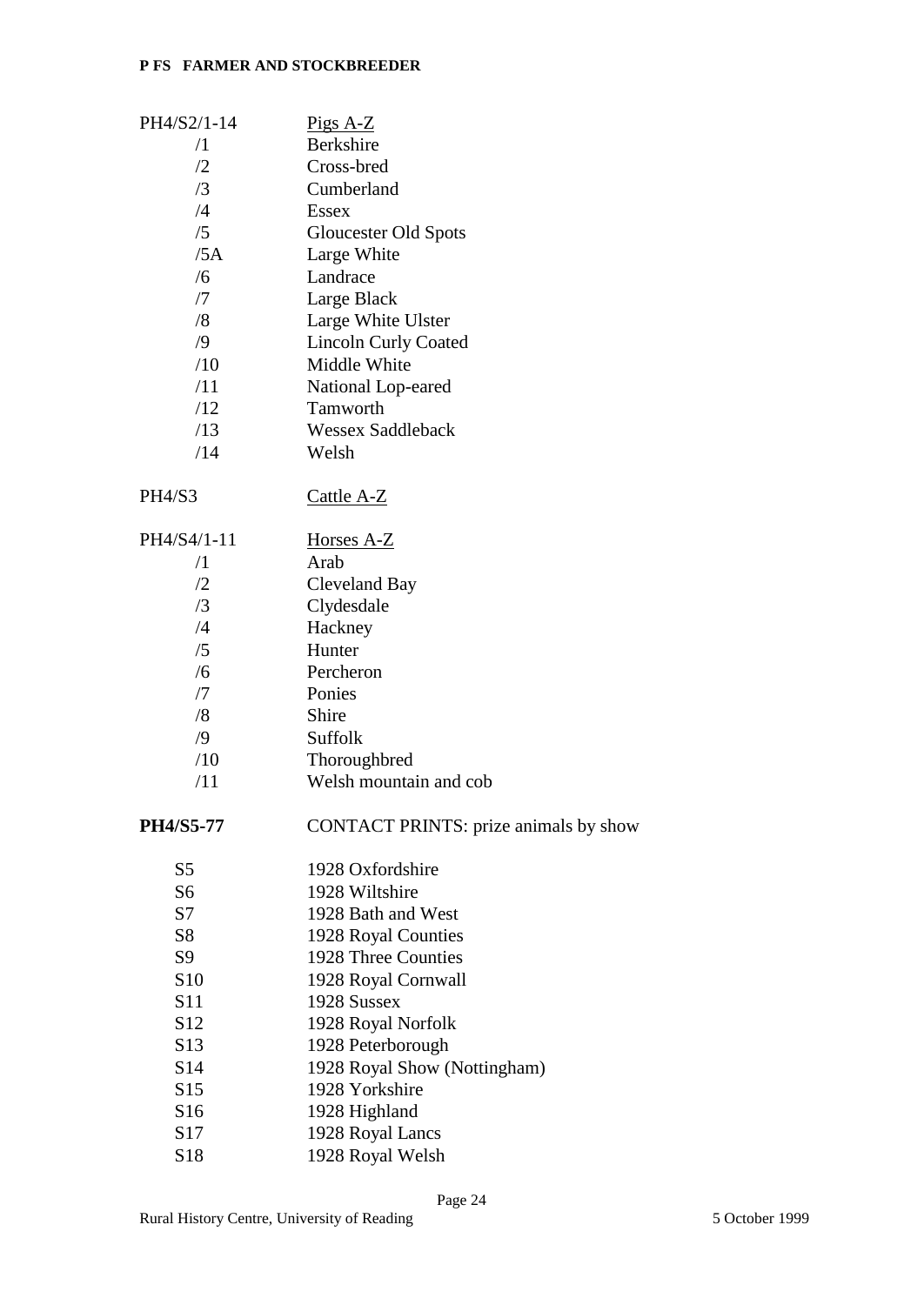| | |
|---|---|
| PH4/S2/1-14 | Pigs A-Z |
| /1 | Berkshire |
| /2 | Cross-bred |
| /3 | Cumberland |
| /4 | Essex |
| /5 | Gloucester Old Spots |
| /5A | Large White |
| /6 | Landrace |
| /7 | Large Black |
| /8 | Large White Ulster |
| /9 | Lincoln Curly Coated |
| /10 | Middle White |
| /11 | National Lop-eared |
| /12 | Tamworth |
| /13 | Wessex Saddleback |
| /14 | Welsh |
| | |
| PH4/S3 | Cattle A-Z |
| | |
| PH4/S4/1-11 | Horses A-Z |
| /1 | Arab |
| /2 | Cleveland Bay |
| /3 | Clydesdale |
| /4 | Hackney |
| /5 | Hunter |
| /6 | Percheron |
| /7 | Ponies |
| /8 | Shire |
| /9 | Suffolk |
| /10 | Thoroughbred |
| /11 | Welsh mountain and cob |
| | |
| **PH4/S5-77** | CONTACT PRINTS: prize animals by show |
| | |
| S5 | 1928 Oxfordshire |
| S6 | 1928 Wiltshire |
| S7 | 1928 Bath and West |
| S8 | 1928 Royal Counties |
| S9 | 1928 Three Counties |
| S10 | 1928 Royal Cornwall |
| S11 | 1928 Sussex |
| S12 | 1928 Royal Norfolk |
| S13 | 1928 Peterborough |
| S14 | 1928 Royal Show (Nottingham) |
| S15 | 1928 Yorkshire |
| S16 | 1928 Highland |
| S17 | 1928 Royal Lancs |
| S18 | 1928 Royal Welsh |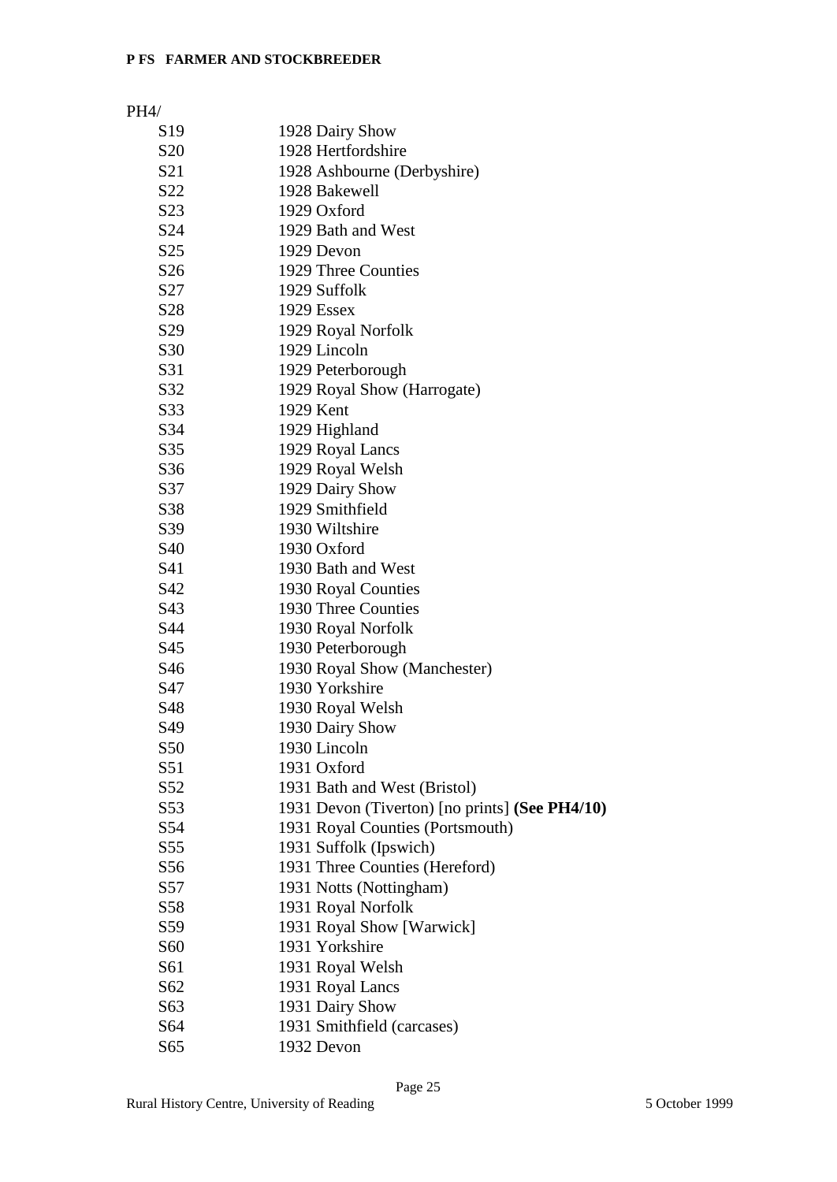**P FS FARMER AND STOCKBREEDER**

PH4/

| | |
|---|---|
| S19 | 1928 Dairy Show |
| S20 | 1928 Hertfordshire |
| S21 | 1928 Ashbourne (Derbyshire) |
| S22 | 1928 Bakewell |
| S23 | 1929 Oxford |
| S24 | 1929 Bath and West |
| S25 | 1929 Devon |
| S26 | 1929 Three Counties |
| S27 | 1929 Suffolk |
| S28 | 1929 Essex |
| S29 | 1929 Royal Norfolk |
| S30 | 1929 Lincoln |
| S31 | 1929 Peterborough |
| S32 | 1929 Royal Show (Harrogate) |
| S33 | 1929 Kent |
| S34 | 1929 Highland |
| S35 | 1929 Royal Lancs |
| S36 | 1929 Royal Welsh |
| S37 | 1929 Dairy Show |
| S38 | 1929 Smithfield |
| S39 | 1930 Wiltshire |
| S40 | 1930 Oxford |
| S41 | 1930 Bath and West |
| S42 | 1930 Royal Counties |
| S43 | 1930 Three Counties |
| S44 | 1930 Royal Norfolk |
| S45 | 1930 Peterborough |
| S46 | 1930 Royal Show (Manchester) |
| S47 | 1930 Yorkshire |
| S48 | 1930 Royal Welsh |
| S49 | 1930 Dairy Show |
| S50 | 1930 Lincoln |
| S51 | 1931 Oxford |
| S52 | 1931 Bath and West (Bristol) |
| S53 | 1931 Devon (Tiverton) [no prints] **(See PH4/10)** |
| S54 | 1931 Royal Counties (Portsmouth) |
| S55 | 1931 Suffolk (Ipswich) |
| S56 | 1931 Three Counties (Hereford) |
| S57 | 1931 Notts (Nottingham) |
| S58 | 1931 Royal Norfolk |
| S59 | 1931 Royal Show [Warwick] |
| S60 | 1931 Yorkshire |
| S61 | 1931 Royal Welsh |
| S62 | 1931 Royal Lancs |
| S63 | 1931 Dairy Show |
| S64 | 1931 Smithfield (carcases) |
| S65 | 1932 Devon |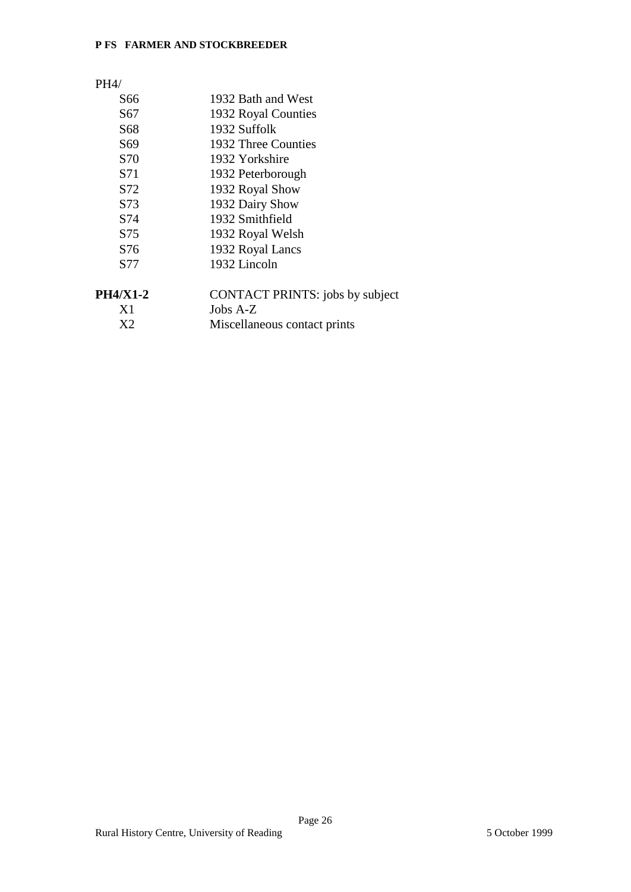PH4/

| | |
|---|---|
| S66 | 1932 Bath and West |
| S67 | 1932 Royal Counties |
| S68 | 1932 Suffolk |
| S69 | 1932 Three Counties |
| S70 | 1932 Yorkshire |
| S71 | 1932 Peterborough |
| S72 | 1932 Royal Show |
| S73 | 1932 Dairy Show |
| S74 | 1932 Smithfield |
| S75 | 1932 Royal Welsh |
| S76 | 1932 Royal Lancs |
| S77 | 1932 Lincoln |

| | |
|---|---|
| **PH4/X1-2** | CONTACT PRINTS: jobs by subject |
| X1 | Jobs A-Z |
| X2 | Miscellaneous contact prints |